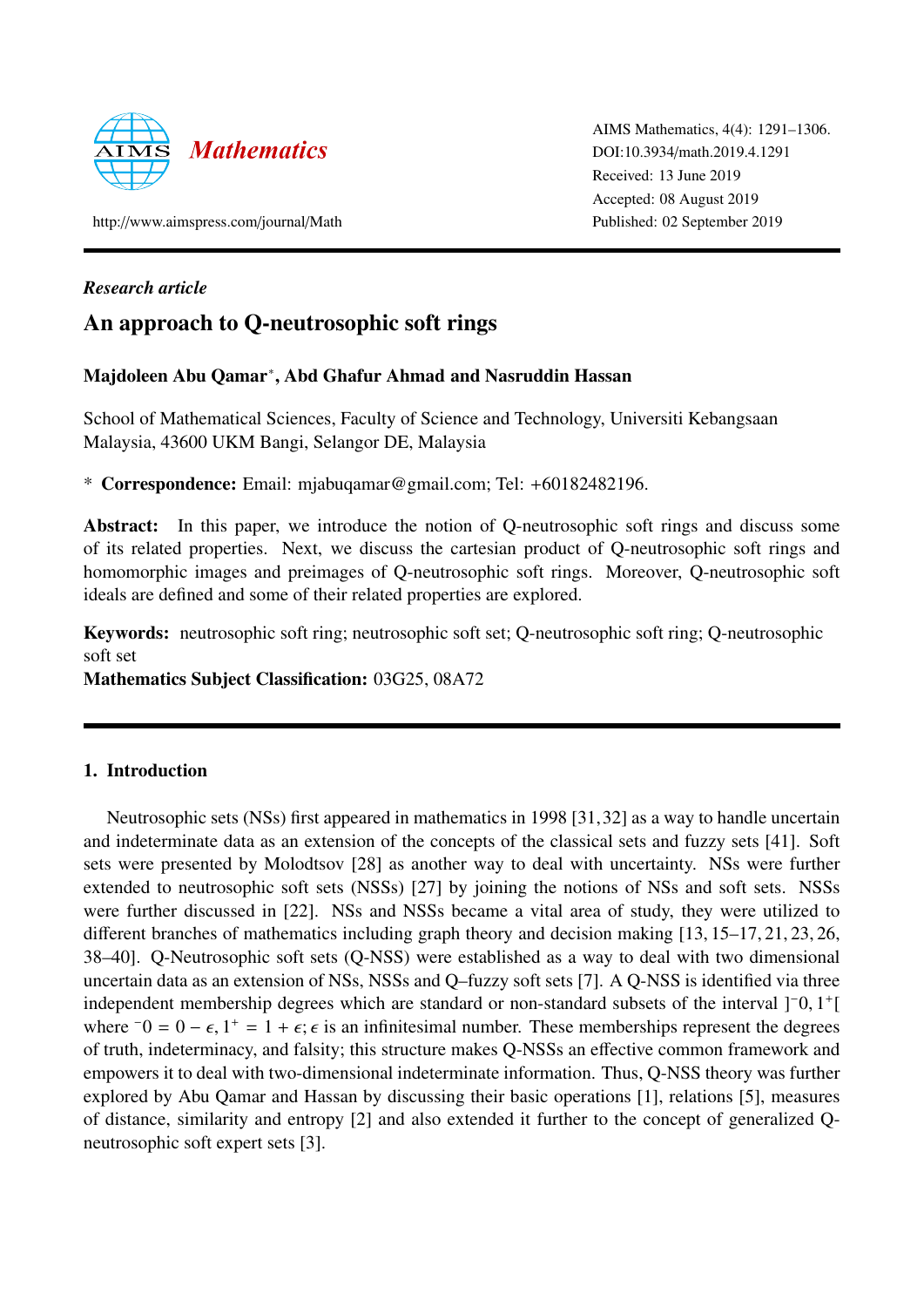AIMS Mathematics, 4(4): 1291–1306.
DOI:10.3934/math.2019.4.1291
Received: 13 June 2019
Accepted: 08 August 2019
Published: 02 September 2019

http://www.aimspress.com/journal/Math

*Research article*

# An approach to Q-neutrosophic soft rings

**Majdoleen Abu Qamar*, Abd Ghafur Ahmad and Nasruddin Hassan**

School of Mathematical Sciences, Faculty of Science and Technology, Universiti Kebangsaan Malaysia, 43600 UKM Bangi, Selangor DE, Malaysia

* **Correspondence:** Email: mjabuqamar@gmail.com; Tel: +60182482196.

**Abstract:** In this paper, we introduce the notion of Q-neutrosophic soft rings and discuss some of its related properties. Next, we discuss the cartesian product of Q-neutrosophic soft rings and homomorphic images and preimages of Q-neutrosophic soft rings. Moreover, Q-neutrosophic soft ideals are defined and some of their related properties are explored.

**Keywords:** neutrosophic soft ring; neutrosophic soft set; Q-neutrosophic soft ring; Q-neutrosophic soft set

**Mathematics Subject Classification:** 03G25, 08A72

## 1. Introduction

Neutrosophic sets (NSs) first appeared in mathematics in 1998 [31,32] as a way to handle uncertain and indeterminate data as an extension of the concepts of the classical sets and fuzzy sets [41]. Soft sets were presented by Molodtsov [28] as another way to deal with uncertainty. NSs were further extended to neutrosophic soft sets (NSSs) [27] by joining the notions of NSs and soft sets. NSSs were further discussed in [22]. NSs and NSSs became a vital area of study, they were utilized to different branches of mathematics including graph theory and decision making [13, 15–17, 21, 23, 26, 38–40]. Q-Neutrosophic soft sets (Q-NSS) were established as a way to deal with two dimensional uncertain data as an extension of NSs, NSSs and Q–fuzzy soft sets [7]. A Q-NSS is identified via three independent membership degrees which are standard or non-standard subsets of the interval $]^-0, 1^+[$ where $^-0 = 0 - \epsilon, 1^+ = 1 + \epsilon; \epsilon$ is an infinitesimal number. These memberships represent the degrees of truth, indeterminacy, and falsity; this structure makes Q-NSSs an effective common framework and empowers it to deal with two-dimensional indeterminate information. Thus, Q-NSS theory was further explored by Abu Qamar and Hassan by discussing their basic operations [1], relations [5], measures of distance, similarity and entropy [2] and also extended it further to the concept of generalized Q-neutrosophic soft expert sets [3].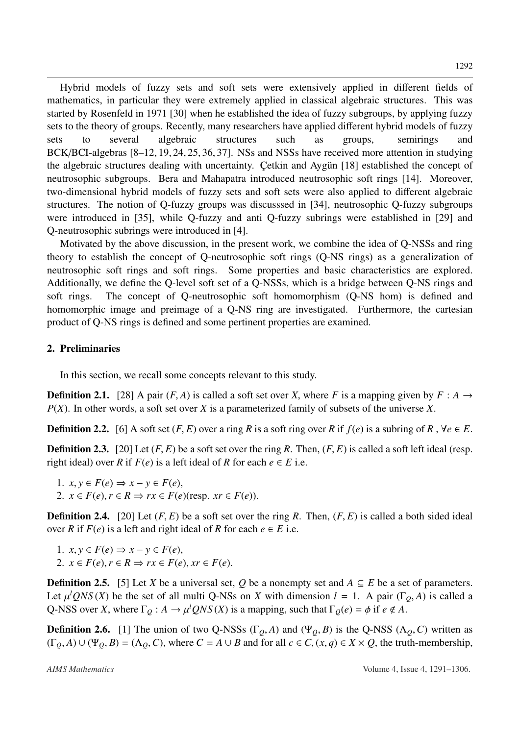Hybrid models of fuzzy sets and soft sets were extensively applied in different fields of mathematics, in particular they were extremely applied in classical algebraic structures. This was started by Rosenfeld in 1971 [30] when he established the idea of fuzzy subgroups, by applying fuzzy sets to the theory of groups. Recently, many researchers have applied different hybrid models of fuzzy sets to several algebraic structures such as groups, semirings and BCK/BCI-algebras [8–12, 19, 24, 25, 36, 37]. NSs and NSSs have received more attention in studying the algebraic structures dealing with uncertainty. Çetkin and Aygün [18] established the concept of neutrosophic subgroups. Bera and Mahapatra introduced neutrosophic soft rings [14]. Moreover, two-dimensional hybrid models of fuzzy sets and soft sets were also applied to different algebraic structures. The notion of Q-fuzzy groups was discusssed in [34], neutrosophic Q-fuzzy subgroups were introduced in [35], while Q-fuzzy and anti Q-fuzzy subrings were established in [29] and Q-neutrosophic subrings were introduced in [4].

Motivated by the above discussion, in the present work, we combine the idea of Q-NSSs and ring theory to establish the concept of Q-neutrosophic soft rings (Q-NS rings) as a generalization of neutrosophic soft rings and soft rings. Some properties and basic characteristics are explored. Additionally, we define the Q-level soft set of a Q-NSSs, which is a bridge between Q-NS rings and soft rings. The concept of Q-neutrosophic soft homomorphism (Q-NS hom) is defined and homomorphic image and preimage of a Q-NS ring are investigated. Furthermore, the cartesian product of Q-NS rings is defined and some pertinent properties are examined.

## 2. Preliminaries

In this section, we recall some concepts relevant to this study.

**Definition 2.1.** [28] A pair $(F, A)$ is called a soft set over $X$, where $F$ is a mapping given by $F : A \to P(X)$. In other words, a soft set over $X$ is a parameterized family of subsets of the universe $X$.

**Definition 2.2.** [6] A soft set $(F, E)$ over a ring $R$ is a soft ring over $R$ if $f(e)$ is a subring of $R$ , $\forall e \in E$.

**Definition 2.3.** [20] Let $(F, E)$ be a soft set over the ring $R$. Then, $(F, E)$ is called a soft left ideal (resp. right ideal) over $R$ if $F(e)$ is a left ideal of $R$ for each $e \in E$ i.e.

1. $x, y \in F(e) \Rightarrow x - y \in F(e)$,
2. $x \in F(e), r \in R \Rightarrow rx \in F(e)$(resp. $xr \in F(e)$).

**Definition 2.4.** [20] Let $(F, E)$ be a soft set over the ring $R$. Then, $(F, E)$ is called a both sided ideal over $R$ if $F(e)$ is a left and right ideal of $R$ for each $e \in E$ i.e.

1. $x, y \in F(e) \Rightarrow x - y \in F(e)$,
2. $x \in F(e), r \in R \Rightarrow rx \in F(e), xr \in F(e)$.

**Definition 2.5.** [5] Let $X$ be a universal set, $Q$ be a nonempty set and $A \subseteq E$ be a set of parameters. Let $\mu^l QNS(X)$ be the set of all multi Q-NSs on $X$ with dimension $l = 1$. A pair $(\Gamma_Q, A)$ is called a Q-NSS over $X$, where $\Gamma_Q : A \to \mu^l QNS(X)$ is a mapping, such that $\Gamma_Q(e) = \phi$ if $e \notin A$.

**Definition 2.6.** [1] The union of two Q-NSSs $(\Gamma_Q, A)$ and $(\Psi_Q, B)$ is the Q-NSS $(\Lambda_Q, C)$ written as $(\Gamma_Q, A) \cup (\Psi_Q, B) = (\Lambda_Q, C)$, where $C = A \cup B$ and for all $c \in C, (x, q) \in X \times Q$, the truth-membership,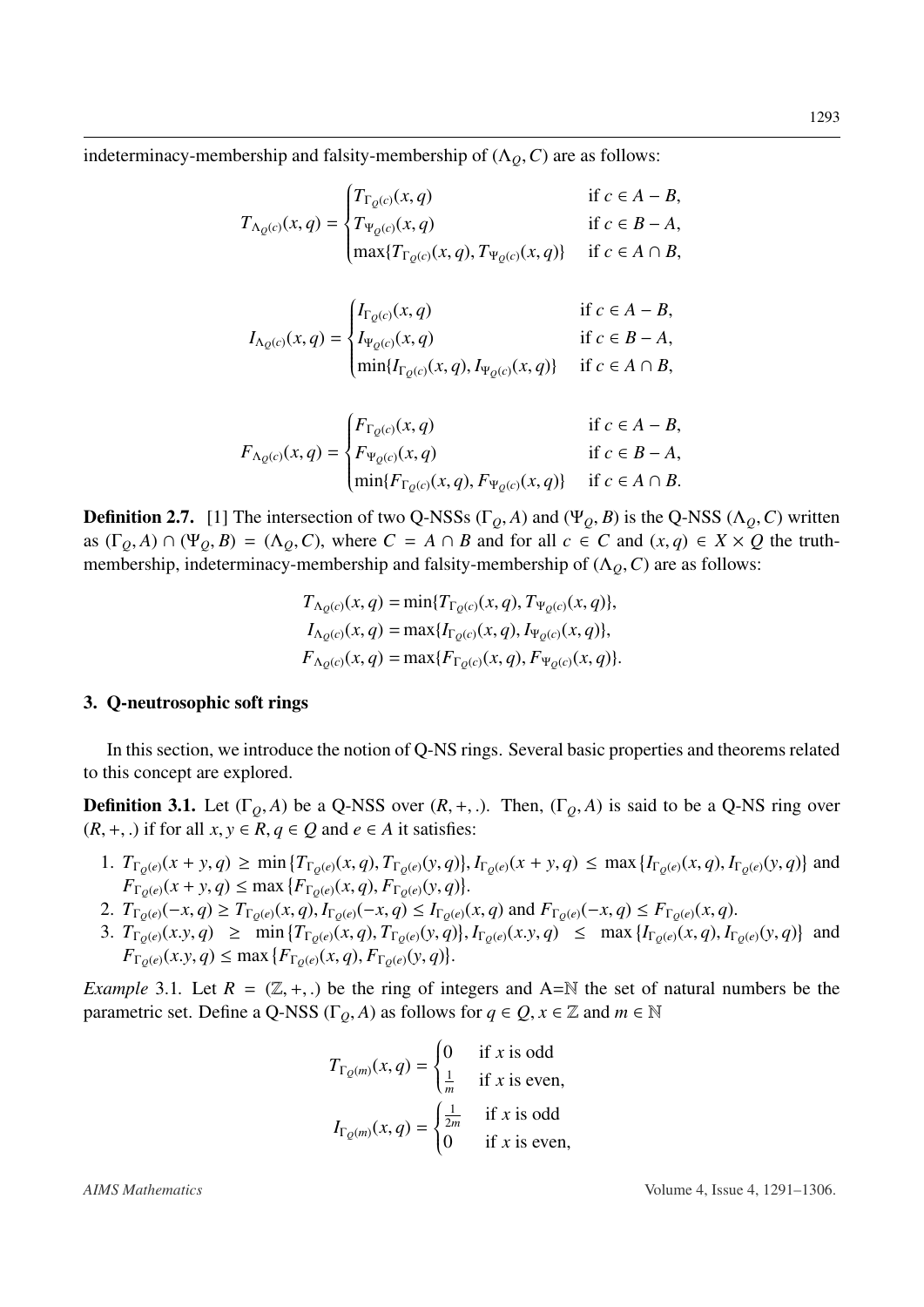indeterminacy-membership and falsity-membership of $(\Lambda_Q, C)$ are as follows:

$$T_{\Lambda_{Q(c)}}(x,q) = \begin{cases} T_{\Gamma_{Q(c)}}(x,q) & \text{if } c \in A - B, \\ T_{\Psi_{Q(c)}}(x,q) & \text{if } c \in B - A, \\ \max\{T_{\Gamma_{Q(c)}}(x,q), T_{\Psi_{Q(c)}}(x,q)\} & \text{if } c \in A \cap B, \end{cases}$$

$$I_{\Lambda_{Q(c)}}(x,q) = \begin{cases} I_{\Gamma_{Q(c)}}(x,q) & \text{if } c \in A - B, \\ I_{\Psi_{Q(c)}}(x,q) & \text{if } c \in B - A, \\ \min\{I_{\Gamma_{Q(c)}}(x,q), I_{\Psi_{Q(c)}}(x,q)\} & \text{if } c \in A \cap B, \end{cases}$$

$$F_{\Lambda_{Q(c)}}(x,q) = \begin{cases} F_{\Gamma_{Q(c)}}(x,q) & \text{if } c \in A - B, \\ F_{\Psi_{Q(c)}}(x,q) & \text{if } c \in B - A, \\ \min\{F_{\Gamma_{Q(c)}}(x,q), F_{\Psi_{Q(c)}}(x,q)\} & \text{if } c \in A \cap B. \end{cases}$$

**Definition 2.7.** [1] The intersection of two Q-NSSs $(\Gamma_Q, A)$ and $(\Psi_Q, B)$ is the Q-NSS $(\Lambda_Q, C)$ written as $(\Gamma_Q, A) \cap (\Psi_Q, B) = (\Lambda_Q, C)$, where $C = A \cap B$ and for all $c \in C$ and $(x,q) \in X \times Q$ the truth-membership, indeterminacy-membership and falsity-membership of $(\Lambda_Q, C)$ are as follows:

$$T_{\Lambda_{Q(c)}}(x,q) = \min\{T_{\Gamma_{Q(c)}}(x,q), T_{\Psi_{Q(c)}}(x,q)\},$$
$$I_{\Lambda_{Q(c)}}(x,q) = \max\{I_{\Gamma_{Q(c)}}(x,q), I_{\Psi_{Q(c)}}(x,q)\},$$
$$F_{\Lambda_{Q(c)}}(x,q) = \max\{F_{\Gamma_{Q(c)}}(x,q), F_{\Psi_{Q(c)}}(x,q)\}.$$

## 3. Q-neutrosophic soft rings

In this section, we introduce the notion of Q-NS rings. Several basic properties and theorems related to this concept are explored.

**Definition 3.1.** Let $(\Gamma_Q, A)$ be a Q-NSS over $(R, +, .)$. Then, $(\Gamma_Q, A)$ is said to be a Q-NS ring over $(R, +, .)$ if for all $x, y \in R$, $q \in Q$ and $e \in A$ it satisfies:

1. $T_{\Gamma_{Q(e)}}(x+y,q) \geq \min\{T_{\Gamma_{Q(e)}}(x,q), T_{\Gamma_{Q(e)}}(y,q)\}$, $I_{\Gamma_{Q(e)}}(x+y,q) \leq \max\{I_{\Gamma_{Q(e)}}(x,q), I_{\Gamma_{Q(e)}}(y,q)\}$ and $F_{\Gamma_{Q(e)}}(x+y,q) \leq \max\{F_{\Gamma_{Q(e)}}(x,q), F_{\Gamma_{Q(e)}}(y,q)\}$.
2. $T_{\Gamma_{Q(e)}}(-x,q) \geq T_{\Gamma_{Q(e)}}(x,q)$, $I_{\Gamma_{Q(e)}}(-x,q) \leq I_{\Gamma_{Q(e)}}(x,q)$ and $F_{\Gamma_{Q(e)}}(-x,q) \leq F_{\Gamma_{Q(e)}}(x,q)$.
3. $T_{\Gamma_{Q(e)}}(x.y,q) \geq \min\{T_{\Gamma_{Q(e)}}(x,q), T_{\Gamma_{Q(e)}}(y,q)\}$, $I_{\Gamma_{Q(e)}}(x.y,q) \leq \max\{I_{\Gamma_{Q(e)}}(x,q), I_{\Gamma_{Q(e)}}(y,q)\}$ and $F_{\Gamma_{Q(e)}}(x.y,q) \leq \max\{F_{\Gamma_{Q(e)}}(x,q), F_{\Gamma_{Q(e)}}(y,q)\}$.

*Example* 3.1. Let $R = (\mathbb{Z}, +, .)$ be the ring of integers and A=$\mathbb{N}$ the set of natural numbers be the parametric set. Define a Q-NSS $(\Gamma_Q, A)$ as follows for $q \in Q$, $x \in \mathbb{Z}$ and $m \in \mathbb{N}$

$$T_{\Gamma_{Q(m)}}(x,q) = \begin{cases} 0 & \text{if } x \text{ is odd} \\ \frac{1}{m} & \text{if } x \text{ is even,} \end{cases}$$

$$I_{\Gamma_{Q(m)}}(x,q) = \begin{cases} \frac{1}{2m} & \text{if } x \text{ is odd} \\ 0 & \text{if } x \text{ is even,} \end{cases}$$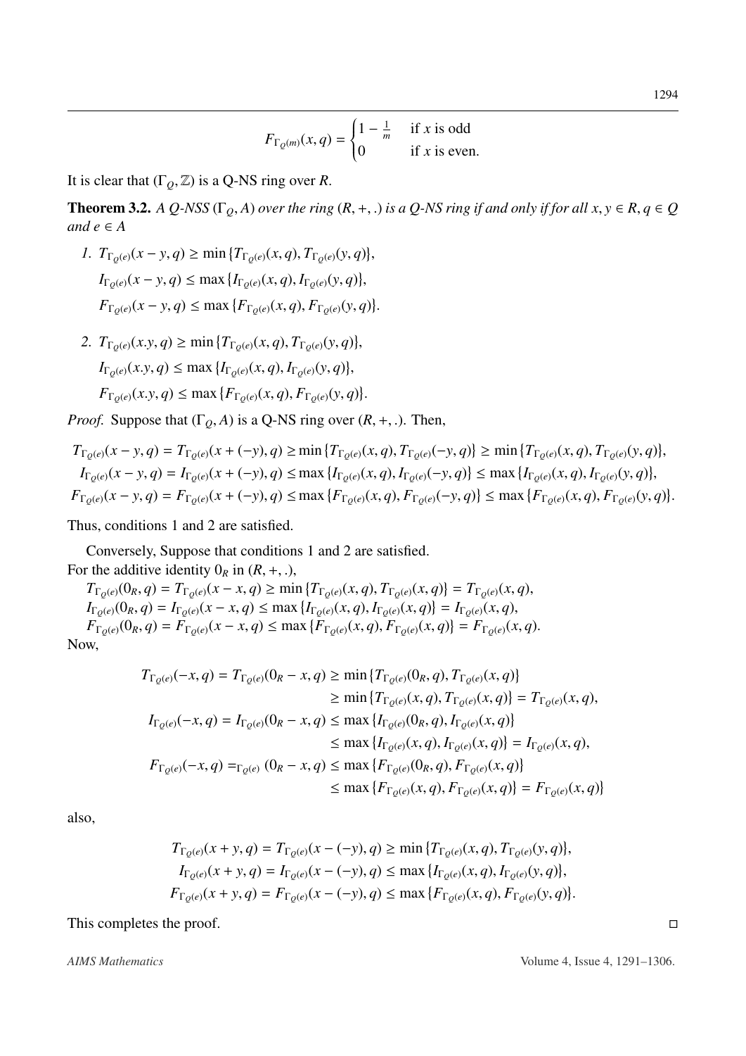$$F_{\Gamma_{Q(m)}}(x,q) = \begin{cases} 1 - \frac{1}{m} & \text{if } x \text{ is odd} \\ 0 & \text{if } x \text{ is even.} \end{cases}$$

It is clear that $(\Gamma_Q, \mathbb{Z})$ is a Q-NS ring over $R$.

**Theorem 3.2.** *A Q-NSS $(\Gamma_Q, A)$ over the ring $(R, +, .)$ is a Q-NS ring if and only if for all $x, y \in R$, $q \in Q$ and $e \in A$*

1. $T_{\Gamma_{Q(e)}}(x - y, q) \geq \min\{T_{\Gamma_{Q(e)}}(x, q), T_{\Gamma_{Q(e)}}(y, q)\}$,
   $I_{\Gamma_{Q(e)}}(x - y, q) \leq \max\{I_{\Gamma_{Q(e)}}(x, q), I_{\Gamma_{Q(e)}}(y, q)\}$,
   $F_{\Gamma_{Q(e)}}(x - y, q) \leq \max\{F_{\Gamma_{Q(e)}}(x, q), F_{\Gamma_{Q(e)}}(y, q)\}$.

2. $T_{\Gamma_{Q(e)}}(x.y, q) \geq \min\{T_{\Gamma_{Q(e)}}(x, q), T_{\Gamma_{Q(e)}}(y, q)\}$,
   $I_{\Gamma_{Q(e)}}(x.y, q) \leq \max\{I_{\Gamma_{Q(e)}}(x, q), I_{\Gamma_{Q(e)}}(y, q)\}$,
   $F_{\Gamma_{Q(e)}}(x.y, q) \leq \max\{F_{\Gamma_{Q(e)}}(x, q), F_{\Gamma_{Q(e)}}(y, q)\}$.

*Proof.* Suppose that $(\Gamma_Q, A)$ is a Q-NS ring over $(R, +, .)$. Then,

$$T_{\Gamma_{Q(e)}}(x - y, q) = T_{\Gamma_{Q(e)}}(x + (-y), q) \geq \min\{T_{\Gamma_{Q(e)}}(x, q), T_{\Gamma_{Q(e)}}(-y, q)\} \geq \min\{T_{\Gamma_{Q(e)}}(x, q), T_{\Gamma_{Q(e)}}(y, q)\},$$
$$I_{\Gamma_{Q(e)}}(x - y, q) = I_{\Gamma_{Q(e)}}(x + (-y), q) \leq \max\{I_{\Gamma_{Q(e)}}(x, q), I_{\Gamma_{Q(e)}}(-y, q)\} \leq \max\{I_{\Gamma_{Q(e)}}(x, q), I_{\Gamma_{Q(e)}}(y, q)\},$$
$$F_{\Gamma_{Q(e)}}(x - y, q) = F_{\Gamma_{Q(e)}}(x + (-y), q) \leq \max\{F_{\Gamma_{Q(e)}}(x, q), F_{\Gamma_{Q(e)}}(-y, q)\} \leq \max\{F_{\Gamma_{Q(e)}}(x, q), F_{\Gamma_{Q(e)}}(y, q)\}.$$

Thus, conditions 1 and 2 are satisfied.

Conversely, Suppose that conditions 1 and 2 are satisfied.
For the additive identity $0_R$ in $(R, +, .)$,

$T_{\Gamma_{Q(e)}}(0_R, q) = T_{\Gamma_{Q(e)}}(x - x, q) \geq \min\{T_{\Gamma_{Q(e)}}(x, q), T_{\Gamma_{Q(e)}}(x, q)\} = T_{\Gamma_{Q(e)}}(x, q)$,
$I_{\Gamma_{Q(e)}}(0_R, q) = I_{\Gamma_{Q(e)}}(x - x, q) \leq \max\{I_{\Gamma_{Q(e)}}(x, q), I_{\Gamma_{Q(e)}}(x, q)\} = I_{\Gamma_{Q(e)}}(x, q)$,
$F_{\Gamma_{Q(e)}}(0_R, q) = F_{\Gamma_{Q(e)}}(x - x, q) \leq \max\{F_{\Gamma_{Q(e)}}(x, q), F_{\Gamma_{Q(e)}}(x, q)\} = F_{\Gamma_{Q(e)}}(x, q)$.

Now,

$$\begin{aligned}
T_{\Gamma_{Q(e)}}(-x, q) = T_{\Gamma_{Q(e)}}(0_R - x, q) &\geq \min\{T_{\Gamma_{Q(e)}}(0_R, q), T_{\Gamma_{Q(e)}}(x, q)\} \\
&\geq \min\{T_{\Gamma_{Q(e)}}(x, q), T_{\Gamma_{Q(e)}}(x, q)\} = T_{\Gamma_{Q(e)}}(x, q), \\
I_{\Gamma_{Q(e)}}(-x, q) = I_{\Gamma_{Q(e)}}(0_R - x, q) &\leq \max\{I_{\Gamma_{Q(e)}}(0_R, q), I_{\Gamma_{Q(e)}}(x, q)\} \\
&\leq \max\{I_{\Gamma_{Q(e)}}(x, q), I_{\Gamma_{Q(e)}}(x, q)\} = I_{\Gamma_{Q(e)}}(x, q), \\
F_{\Gamma_{Q(e)}}(-x, q) =_{\Gamma_{Q(e)}} (0_R - x, q) &\leq \max\{F_{\Gamma_{Q(e)}}(0_R, q), F_{\Gamma_{Q(e)}}(x, q)\} \\
&\leq \max\{F_{\Gamma_{Q(e)}}(x, q), F_{\Gamma_{Q(e)}}(x, q)\} = F_{\Gamma_{Q(e)}}(x, q)\}
\end{aligned}$$

also,

$$\begin{aligned}
T_{\Gamma_{Q(e)}}(x + y, q) = T_{\Gamma_{Q(e)}}(x - (-y), q) &\geq \min\{T_{\Gamma_{Q(e)}}(x, q), T_{\Gamma_{Q(e)}}(y, q)\}, \\
I_{\Gamma_{Q(e)}}(x + y, q) = I_{\Gamma_{Q(e)}}(x - (-y), q) &\leq \max\{I_{\Gamma_{Q(e)}}(x, q), I_{\Gamma_{Q(e)}}(y, q)\}, \\
F_{\Gamma_{Q(e)}}(x + y, q) = F_{\Gamma_{Q(e)}}(x - (-y), q) &\leq \max\{F_{\Gamma_{Q(e)}}(x, q), F_{\Gamma_{Q(e)}}(y, q)\}.
\end{aligned}$$

This completes the proof. □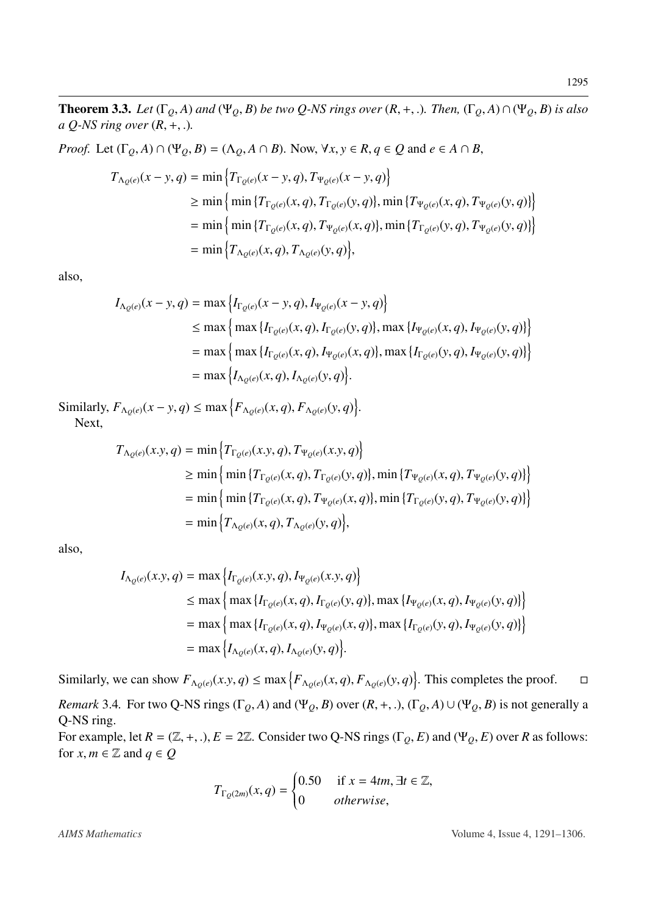**Theorem 3.3.** *Let $(\Gamma_Q, A)$ and $(\Psi_Q, B)$ be two Q-NS rings over $(R, +, .)$. Then, $(\Gamma_Q, A) \cap (\Psi_Q, B)$ is also a Q-NS ring over $(R, +, .)$.*

*Proof.* Let $(\Gamma_Q, A) \cap (\Psi_Q, B) = (\Lambda_Q, A \cap B)$. Now, $\forall x, y \in R, q \in Q$ and $e \in A \cap B$,

$$
\begin{aligned}
T_{\Lambda_{Q(e)}}(x - y, q) &= \min\left\{T_{\Gamma_{Q(e)}}(x - y, q), T_{\Psi_{Q(e)}}(x - y, q)\right\} \\
&\geq \min\left\{\min\{T_{\Gamma_{Q(e)}}(x, q), T_{\Gamma_{Q(e)}}(y, q)\}, \min\{T_{\Psi_{Q(e)}}(x, q), T_{\Psi_{Q(e)}}(y, q)\}\right\} \\
&= \min\left\{\min\{T_{\Gamma_{Q(e)}}(x, q), T_{\Psi_{Q(e)}}(x, q)\}, \min\{T_{\Gamma_{Q(e)}}(y, q), T_{\Psi_{Q(e)}}(y, q)\}\right\} \\
&= \min\left\{T_{\Lambda_{Q(e)}}(x, q), T_{\Lambda_{Q(e)}}(y, q)\right\},
\end{aligned}
$$

also,

$$
\begin{aligned}
I_{\Lambda_{Q(e)}}(x - y, q) &= \max\left\{I_{\Gamma_{Q(e)}}(x - y, q), I_{\Psi_{Q(e)}}(x - y, q)\right\} \\
&\leq \max\left\{\max\{I_{\Gamma_{Q(e)}}(x, q), I_{\Gamma_{Q(e)}}(y, q)\}, \max\{I_{\Psi_{Q(e)}}(x, q), I_{\Psi_{Q(e)}}(y, q)\}\right\} \\
&= \max\left\{\max\{I_{\Gamma_{Q(e)}}(x, q), I_{\Psi_{Q(e)}}(x, q)\}, \max\{I_{\Gamma_{Q(e)}}(y, q), I_{\Psi_{Q(e)}}(y, q)\}\right\} \\
&= \max\left\{I_{\Lambda_{Q(e)}}(x, q), I_{\Lambda_{Q(e)}}(y, q)\right\}.
\end{aligned}
$$

Similarly, $F_{\Lambda_{Q(e)}}(x - y, q) \leq \max\left\{F_{\Lambda_{Q(e)}}(x, q), F_{\Lambda_{Q(e)}}(y, q)\right\}$.

Next,

$$
\begin{aligned}
T_{\Lambda_{Q(e)}}(x.y, q) &= \min\left\{T_{\Gamma_{Q(e)}}(x.y, q), T_{\Psi_{Q(e)}}(x.y, q)\right\} \\
&\geq \min\left\{\min\{T_{\Gamma_{Q(e)}}(x, q), T_{\Gamma_{Q(e)}}(y, q)\}, \min\{T_{\Psi_{Q(e)}}(x, q), T_{\Psi_{Q(e)}}(y, q)\}\right\} \\
&= \min\left\{\min\{T_{\Gamma_{Q(e)}}(x, q), T_{\Psi_{Q(e)}}(x, q)\}, \min\{T_{\Gamma_{Q(e)}}(y, q), T_{\Psi_{Q(e)}}(y, q)\}\right\} \\
&= \min\left\{T_{\Lambda_{Q(e)}}(x, q), T_{\Lambda_{Q(e)}}(y, q)\right\},
\end{aligned}
$$

also,

$$
\begin{aligned}
I_{\Lambda_{Q(e)}}(x.y, q) &= \max\left\{I_{\Gamma_{Q(e)}}(x.y, q), I_{\Psi_{Q(e)}}(x.y, q)\right\} \\
&\leq \max\left\{\max\{I_{\Gamma_{Q(e)}}(x, q), I_{\Gamma_{Q(e)}}(y, q)\}, \max\{I_{\Psi_{Q(e)}}(x, q), I_{\Psi_{Q(e)}}(y, q)\}\right\} \\
&= \max\left\{\max\{I_{\Gamma_{Q(e)}}(x, q), I_{\Psi_{Q(e)}}(x, q)\}, \max\{I_{\Gamma_{Q(e)}}(y, q), I_{\Psi_{Q(e)}}(y, q)\}\right\} \\
&= \max\left\{I_{\Lambda_{Q(e)}}(x, q), I_{\Lambda_{Q(e)}}(y, q)\right\}.
\end{aligned}
$$

Similarly, we can show $F_{\Lambda_{Q(e)}}(x.y, q) \leq \max\left\{F_{\Lambda_{Q(e)}}(x, q), F_{\Lambda_{Q(e)}}(y, q)\right\}$. This completes the proof. □

*Remark* 3.4. For two Q-NS rings $(\Gamma_Q, A)$ and $(\Psi_Q, B)$ over $(R, +, .)$, $(\Gamma_Q, A) \cup (\Psi_Q, B)$ is not generally a Q-NS ring.

For example, let $R = (\mathbb{Z}, +, .)$, $E = 2\mathbb{Z}$. Consider two Q-NS rings $(\Gamma_Q, E)$ and $(\Psi_Q, E)$ over $R$ as follows: for $x, m \in \mathbb{Z}$ and $q \in Q$

$$
T_{\Gamma_{Q(2m)}}(x, q) = \begin{cases} 0.50 & \text{if } x = 4tm, \exists t \in \mathbb{Z}, \\ 0 & \textit{otherwise}, \end{cases}
$$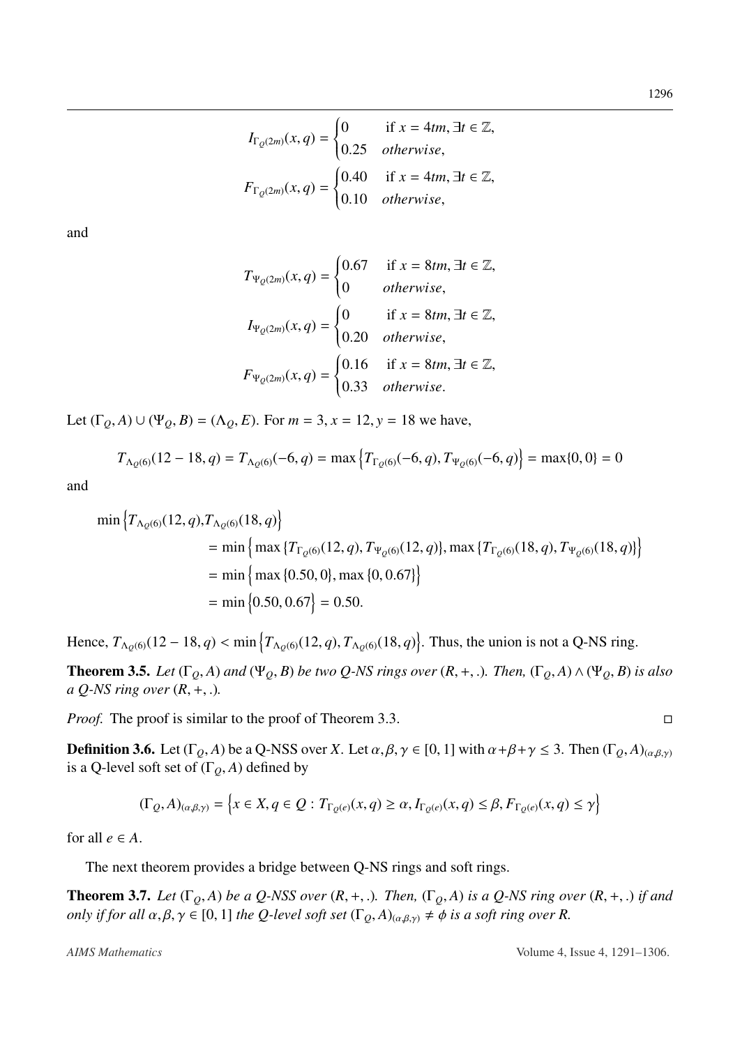$$I_{\Gamma_{Q(2m)}}(x,q) = \begin{cases} 0 & \text{if } x = 4tm, \exists t \in \mathbb{Z}, \\ 0.25 & \textit{otherwise}, \end{cases}$$

$$F_{\Gamma_{Q(2m)}}(x,q) = \begin{cases} 0.40 & \text{if } x = 4tm, \exists t \in \mathbb{Z}, \\ 0.10 & \textit{otherwise}, \end{cases}$$

and

$$T_{\Psi_{Q(2m)}}(x,q) = \begin{cases} 0.67 & \text{if } x = 8tm, \exists t \in \mathbb{Z}, \\ 0 & \textit{otherwise}, \end{cases}$$

$$I_{\Psi_{Q(2m)}}(x,q) = \begin{cases} 0 & \text{if } x = 8tm, \exists t \in \mathbb{Z}, \\ 0.20 & \textit{otherwise}, \end{cases}$$

$$F_{\Psi_{Q(2m)}}(x,q) = \begin{cases} 0.16 & \text{if } x = 8tm, \exists t \in \mathbb{Z}, \\ 0.33 & \textit{otherwise}. \end{cases}$$

Let $(\Gamma_Q, A) \cup (\Psi_Q, B) = (\Lambda_Q, E)$. For $m = 3, x = 12, y = 18$ we have,

$$T_{\Lambda_{Q(6)}}(12 - 18, q) = T_{\Lambda_{Q(6)}}(-6, q) = \max\left\{T_{\Gamma_{Q(6)}}(-6, q), T_{\Psi_{Q(6)}}(-6, q)\right\} = \max\{0, 0\} = 0$$

and

$$\begin{aligned}
\min\left\{T_{\Lambda_{Q(6)}}(12, q), T_{\Lambda_{Q(6)}}(18, q)\right\} &= \min\left\{\max\{T_{\Gamma_{Q(6)}}(12, q), T_{\Psi_{Q(6)}}(12, q)\}, \max\{T_{\Gamma_{Q(6)}}(18, q), T_{\Psi_{Q(6)}}(18, q)\}\right\} \\
&= \min\left\{\max\{0.50, 0\}, \max\{0, 0.67\}\right\} \\
&= \min\left\{0.50, 0.67\right\} = 0.50.
\end{aligned}$$

Hence, $T_{\Lambda_{Q(6)}}(12 - 18, q) < \min\left\{T_{\Lambda_{Q(6)}}(12, q), T_{\Lambda_{Q(6)}}(18, q)\right\}$. Thus, the union is not a Q-NS ring.

**Theorem 3.5.** *Let $(\Gamma_Q, A)$ and $(\Psi_Q, B)$ be two Q-NS rings over $(R, +, .)$. Then, $(\Gamma_Q, A) \wedge (\Psi_Q, B)$ is also a Q-NS ring over $(R, +, .)$.*

*Proof.* The proof is similar to the proof of Theorem 3.3. □

**Definition 3.6.** Let $(\Gamma_Q, A)$ be a Q-NSS over $X$. Let $\alpha, \beta, \gamma \in [0, 1]$ with $\alpha + \beta + \gamma \leq 3$. Then $(\Gamma_Q, A)_{(\alpha,\beta,\gamma)}$ is a Q-level soft set of $(\Gamma_Q, A)$ defined by

$$(\Gamma_Q, A)_{(\alpha,\beta,\gamma)} = \left\{x \in X, q \in Q : T_{\Gamma_{Q(e)}}(x, q) \geq \alpha, I_{\Gamma_{Q(e)}}(x, q) \leq \beta, F_{\Gamma_{Q(e)}}(x, q) \leq \gamma\right\}$$

for all $e \in A$.

The next theorem provides a bridge between Q-NS rings and soft rings.

**Theorem 3.7.** *Let $(\Gamma_Q, A)$ be a Q-NSS over $(R, +, .)$. Then, $(\Gamma_Q, A)$ is a Q-NS ring over $(R, +, .)$ if and only if for all $\alpha, \beta, \gamma \in [0, 1]$ the Q-level soft set $(\Gamma_Q, A)_{(\alpha,\beta,\gamma)} \neq \phi$ is a soft ring over $R$.*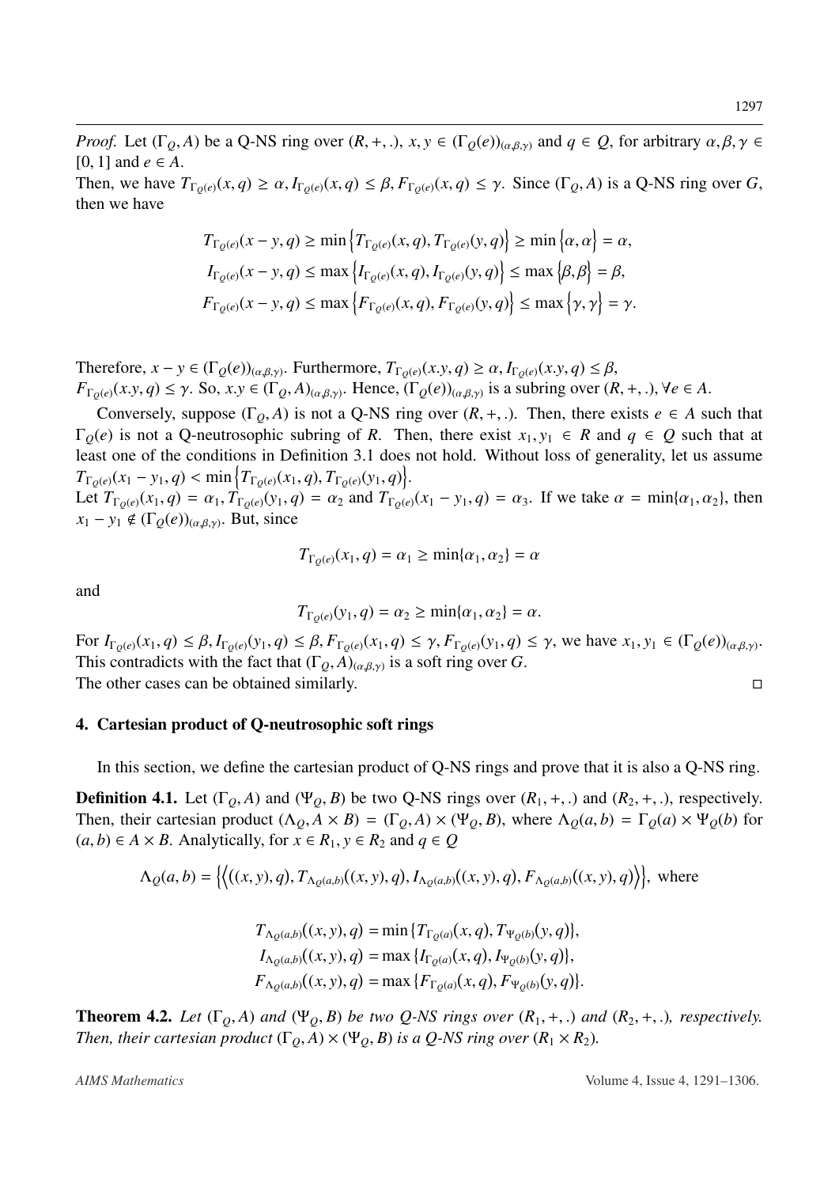*Proof.* Let $(\Gamma_Q, A)$ be a Q-NS ring over $(R, +, .)$, $x, y \in (\Gamma_Q(e))_{(\alpha,\beta,\gamma)}$ and $q \in Q$, for arbitrary $\alpha, \beta, \gamma \in [0, 1]$ and $e \in A$.

Then, we have $T_{\Gamma_Q(e)}(x, q) \geq \alpha, I_{\Gamma_Q(e)}(x, q) \leq \beta, F_{\Gamma_Q(e)}(x, q) \leq \gamma$. Since $(\Gamma_Q, A)$ is a Q-NS ring over $G$, then we have

$$T_{\Gamma_Q(e)}(x - y, q) \geq \min\left\{T_{\Gamma_Q(e)}(x, q), T_{\Gamma_Q(e)}(y, q)\right\} \geq \min\left\{\alpha, \alpha\right\} = \alpha,$$
$$I_{\Gamma_Q(e)}(x - y, q) \leq \max\left\{I_{\Gamma_Q(e)}(x, q), I_{\Gamma_Q(e)}(y, q)\right\} \leq \max\left\{\beta, \beta\right\} = \beta,$$
$$F_{\Gamma_Q(e)}(x - y, q) \leq \max\left\{F_{\Gamma_Q(e)}(x, q), F_{\Gamma_Q(e)}(y, q)\right\} \leq \max\left\{\gamma, \gamma\right\} = \gamma.$$

Therefore, $x - y \in (\Gamma_Q(e))_{(\alpha,\beta,\gamma)}$. Furthermore, $T_{\Gamma_Q(e)}(x.y, q) \geq \alpha, I_{\Gamma_Q(e)}(x.y, q) \leq \beta$, $F_{\Gamma_Q(e)}(x.y, q) \leq \gamma$. So, $x.y \in (\Gamma_Q, A)_{(\alpha,\beta,\gamma)}$. Hence, $(\Gamma_Q(e))_{(\alpha,\beta,\gamma)}$ is a subring over $(R, +, .), \forall e \in A$.

Conversely, suppose $(\Gamma_Q, A)$ is not a Q-NS ring over $(R, +, .)$. Then, there exists $e \in A$ such that $\Gamma_Q(e)$ is not a Q-neutrosophic subring of $R$. Then, there exist $x_1, y_1 \in R$ and $q \in Q$ such that at least one of the conditions in Definition 3.1 does not hold. Without loss of generality, let us assume $T_{\Gamma_Q(e)}(x_1 - y_1, q) < \min\left\{T_{\Gamma_Q(e)}(x_1, q), T_{\Gamma_Q(e)}(y_1, q)\right\}$.

Let $T_{\Gamma_Q(e)}(x_1, q) = \alpha_1, T_{\Gamma_Q(e)}(y_1, q) = \alpha_2$ and $T_{\Gamma_Q(e)}(x_1 - y_1, q) = \alpha_3$. If we take $\alpha = \min\{\alpha_1, \alpha_2\}$, then $x_1 - y_1 \notin (\Gamma_Q(e))_{(\alpha,\beta,\gamma)}$. But, since

$$T_{\Gamma_Q(e)}(x_1, q) = \alpha_1 \geq \min\{\alpha_1, \alpha_2\} = \alpha$$

and

$$T_{\Gamma_Q(e)}(y_1, q) = \alpha_2 \geq \min\{\alpha_1, \alpha_2\} = \alpha.$$

For $I_{\Gamma_Q(e)}(x_1, q) \leq \beta, I_{\Gamma_Q(e)}(y_1, q) \leq \beta, F_{\Gamma_Q(e)}(x_1, q) \leq \gamma, F_{\Gamma_Q(e)}(y_1, q) \leq \gamma$, we have $x_1, y_1 \in (\Gamma_Q(e))_{(\alpha,\beta,\gamma)}$. This contradicts with the fact that $(\Gamma_Q, A)_{(\alpha,\beta,\gamma)}$ is a soft ring over $G$.

The other cases can be obtained similarly. □

## 4. Cartesian product of Q-neutrosophic soft rings

In this section, we define the cartesian product of Q-NS rings and prove that it is also a Q-NS ring.

**Definition 4.1.** Let $(\Gamma_Q, A)$ and $(\Psi_Q, B)$ be two Q-NS rings over $(R_1, +, .)$ and $(R_2, +, .)$, respectively. Then, their cartesian product $(\Lambda_Q, A \times B) = (\Gamma_Q, A) \times (\Psi_Q, B)$, where $\Lambda_Q(a, b) = \Gamma_Q(a) \times \Psi_Q(b)$ for $(a, b) \in A \times B$. Analytically, for $x \in R_1, y \in R_2$ and $q \in Q$

$$\Lambda_Q(a, b) = \left\{\left\langle((x, y), q), T_{\Lambda_Q(a,b)}((x, y), q), I_{\Lambda_Q(a,b)}((x, y), q), F_{\Lambda_Q(a,b)}((x, y), q)\right\rangle\right\}, \text{ where}$$

$$T_{\Lambda_Q(a,b)}((x, y), q) = \min\{T_{\Gamma_Q(a)}(x, q), T_{\Psi_Q(b)}(y, q)\},$$
$$I_{\Lambda_Q(a,b)}((x, y), q) = \max\{I_{\Gamma_Q(a)}(x, q), I_{\Psi_Q(b)}(y, q)\},$$
$$F_{\Lambda_Q(a,b)}((x, y), q) = \max\{F_{\Gamma_Q(a)}(x, q), F_{\Psi_Q(b)}(y, q)\}.$$

**Theorem 4.2.** *Let $(\Gamma_Q, A)$ and $(\Psi_Q, B)$ be two Q-NS rings over $(R_1, +, .)$ and $(R_2, +, .)$, respectively. Then, their cartesian product $(\Gamma_Q, A) \times (\Psi_Q, B)$ is a Q-NS ring over $(R_1 \times R_2)$.*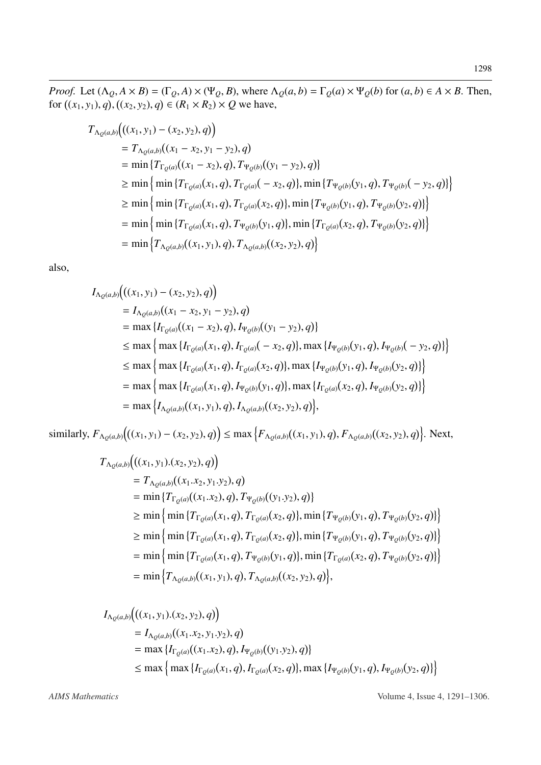*Proof.* Let $(\Lambda_Q, A \times B) = (\Gamma_Q, A) \times (\Psi_Q, B)$, where $\Lambda_Q(a,b) = \Gamma_Q(a) \times \Psi_Q(b)$ for $(a,b) \in A \times B$. Then, for $((x_1, y_1), q), ((x_2, y_2), q) \in (R_1 \times R_2) \times Q$ we have,

$$
\begin{aligned}
T_{\Lambda_Q(a,b)}&\Big(((x_1, y_1) - (x_2, y_2), q)\Big) \\
&= T_{\Lambda_Q(a,b)}((x_1 - x_2, y_1 - y_2), q) \\
&= \min\{T_{\Gamma_Q(a)}((x_1 - x_2), q), T_{\Psi_Q(b)}((y_1 - y_2), q)\} \\
&\geq \min\Big\{\min\{T_{\Gamma_Q(a)}(x_1, q), T_{\Gamma_Q(a)}(-x_2, q)\}, \min\{T_{\Psi_Q(b)}(y_1, q), T_{\Psi_Q(b)}(-y_2, q)\}\Big\} \\
&\geq \min\Big\{\min\{T_{\Gamma_Q(a)}(x_1, q), T_{\Gamma_Q(a)}(x_2, q)\}, \min\{T_{\Psi_Q(b)}(y_1, q), T_{\Psi_Q(b)}(y_2, q)\}\Big\} \\
&= \min\Big\{\min\{T_{\Gamma_Q(a)}(x_1, q), T_{\Psi_Q(b)}(y_1, q)\}, \min\{T_{\Gamma_Q(a)}(x_2, q), T_{\Psi_Q(b)}(y_2, q)\}\Big\} \\
&= \min\Big\{T_{\Lambda_Q(a,b)}((x_1, y_1), q), T_{\Lambda_Q(a,b)}((x_2, y_2), q)\Big\}
\end{aligned}
$$

also,

$$
\begin{aligned}
I_{\Lambda_Q(a,b)}&\Big(((x_1, y_1) - (x_2, y_2), q)\Big) \\
&= I_{\Lambda_Q(a,b)}((x_1 - x_2, y_1 - y_2), q) \\
&= \max\{I_{\Gamma_Q(a)}((x_1 - x_2), q), I_{\Psi_Q(b)}((y_1 - y_2), q)\} \\
&\leq \max\Big\{\max\{I_{\Gamma_Q(a)}(x_1, q), I_{\Gamma_Q(a)}(-x_2, q)\}, \max\{I_{\Psi_Q(b)}(y_1, q), I_{\Psi_Q(b)}(-y_2, q)\}\Big\} \\
&\leq \max\Big\{\max\{I_{\Gamma_Q(a)}(x_1, q), I_{\Gamma_Q(a)}(x_2, q)\}, \max\{I_{\Psi_Q(b)}(y_1, q), I_{\Psi_Q(b)}(y_2, q)\}\Big\} \\
&= \max\Big\{\max\{I_{\Gamma_Q(a)}(x_1, q), I_{\Psi_Q(b)}(y_1, q)\}, \max\{I_{\Gamma_Q(a)}(x_2, q), I_{\Psi_Q(b)}(y_2, q)\}\Big\} \\
&= \max\Big\{I_{\Lambda_Q(a,b)}((x_1, y_1), q), I_{\Lambda_Q(a,b)}((x_2, y_2), q)\Big\},
\end{aligned}
$$

similarly, $F_{\Lambda_Q(a,b)}\Big(((x_1, y_1) - (x_2, y_2), q)\Big) \leq \max\Big\{F_{\Lambda_Q(a,b)}((x_1, y_1), q), F_{\Lambda_Q(a,b)}((x_2, y_2), q)\Big\}$. Next,

$$
\begin{aligned}
T_{\Lambda_Q(a,b)}&\Big(((x_1, y_1).(x_2, y_2), q)\Big) \\
&= T_{\Lambda_Q(a,b)}((x_1.x_2, y_1.y_2), q) \\
&= \min\{T_{\Gamma_Q(a)}((x_1.x_2), q), T_{\Psi_Q(b)}((y_1.y_2), q)\} \\
&\geq \min\Big\{\min\{T_{\Gamma_Q(a)}(x_1, q), T_{\Gamma_Q(a)}(x_2, q)\}, \min\{T_{\Psi_Q(b)}(y_1, q), T_{\Psi_Q(b)}(y_2, q)\}\Big\} \\
&\geq \min\Big\{\min\{T_{\Gamma_Q(a)}(x_1, q), T_{\Gamma_Q(a)}(x_2, q)\}, \min\{T_{\Psi_Q(b)}(y_1, q), T_{\Psi_Q(b)}(y_2, q)\}\Big\} \\
&= \min\Big\{\min\{T_{\Gamma_Q(a)}(x_1, q), T_{\Psi_Q(b)}(y_1, q)\}, \min\{T_{\Gamma_Q(a)}(x_2, q), T_{\Psi_Q(b)}(y_2, q)\}\Big\} \\
&= \min\Big\{T_{\Lambda_Q(a,b)}((x_1, y_1), q), T_{\Lambda_Q(a,b)}((x_2, y_2), q)\Big\},
\end{aligned}
$$

$$
\begin{aligned}
I_{\Lambda_Q(a,b)}&\Big(((x_1, y_1).(x_2, y_2), q)\Big) \\
&= I_{\Lambda_Q(a,b)}((x_1.x_2, y_1.y_2), q) \\
&= \max\{I_{\Gamma_Q(a)}((x_1.x_2), q), I_{\Psi_Q(b)}((y_1.y_2), q)\} \\
&\leq \max\Big\{\max\{I_{\Gamma_Q(a)}(x_1, q), I_{\Gamma_Q(a)}(x_2, q)\}, \max\{I_{\Psi_Q(b)}(y_1, q), I_{\Psi_Q(b)}(y_2, q)\}\Big\}
\end{aligned}
$$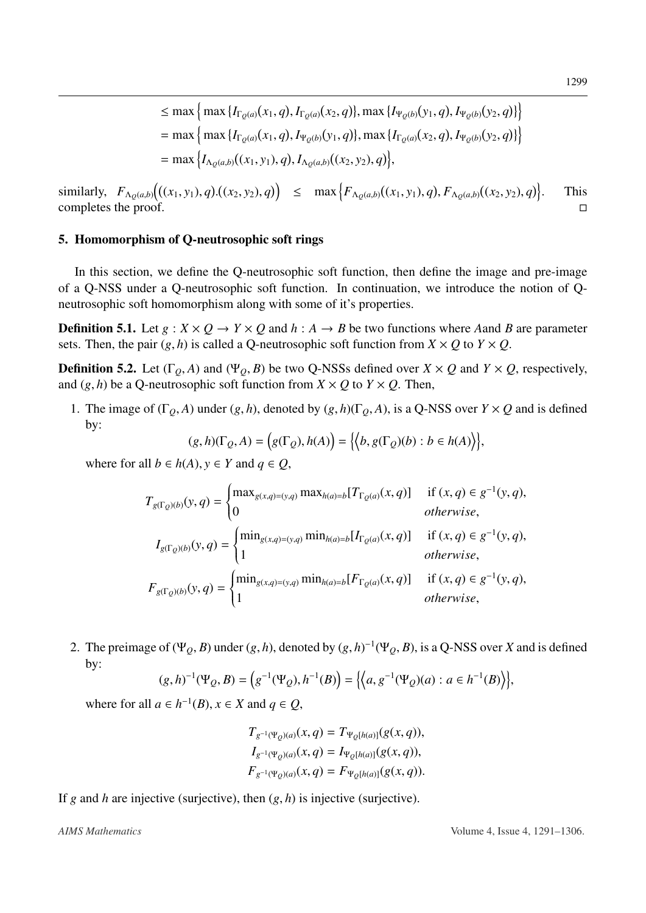$$
\begin{aligned}
&\leq \max\Big\{\max\{I_{\Gamma_Q(a)}(x_1,q), I_{\Gamma_Q(a)}(x_2,q)\}, \max\{I_{\Psi_Q(b)}(y_1,q), I_{\Psi_Q(b)}(y_2,q)\}\Big\}\\
&= \max\Big\{\max\{I_{\Gamma_Q(a)}(x_1,q), I_{\Psi_Q(b)}(y_1,q)\}, \max\{I_{\Gamma_Q(a)}(x_2,q), I_{\Psi_Q(b)}(y_2,q)\}\Big\}\\
&= \max\Big\{I_{\Lambda_Q(a,b)}((x_1,y_1),q), I_{\Lambda_Q(a,b)}((x_2,y_2),q)\Big\},
\end{aligned}
$$

similarly, $F_{\Lambda_Q(a,b)}\Big(((x_1,y_1),q).((x_2,y_2),q)\Big) \leq \max\Big\{F_{\Lambda_Q(a,b)}((x_1,y_1),q), F_{\Lambda_Q(a,b)}((x_2,y_2),q)\Big\}$. This completes the proof. □

## 5. Homomorphism of Q-neutrosophic soft rings

In this section, we define the Q-neutrosophic soft function, then define the image and pre-image of a Q-NSS under a Q-neutrosophic soft function. In continuation, we introduce the notion of Q-neutrosophic soft homomorphism along with some of it's properties.

**Definition 5.1.** Let $g : X \times Q \to Y \times Q$ and $h : A \to B$ be two functions where $A$and $B$ are parameter sets. Then, the pair $(g, h)$ is called a Q-neutrosophic soft function from $X \times Q$ to $Y \times Q$.

**Definition 5.2.** Let $(\Gamma_Q, A)$ and $(\Psi_Q, B)$ be two Q-NSSs defined over $X \times Q$ and $Y \times Q$, respectively, and $(g, h)$ be a Q-neutrosophic soft function from $X \times Q$ to $Y \times Q$. Then,

1. The image of $(\Gamma_Q, A)$ under $(g, h)$, denoted by $(g, h)(\Gamma_Q, A)$, is a Q-NSS over $Y \times Q$ and is defined by:

$$
(g,h)(\Gamma_Q, A) = \Big(g(\Gamma_Q), h(A)\Big) = \Big\{\Big\langle b, g(\Gamma_Q)(b) : b \in h(A)\Big\rangle\Big\},
$$

where for all $b \in h(A)$, $y \in Y$ and $q \in Q$,

$$
T_{g(\Gamma_Q)(b)}(y,q) = \begin{cases} \max_{g(x,q)=(y,q)} \max_{h(a)=b}[T_{\Gamma_Q(a)}(x,q)] & \text{if } (x,q) \in g^{-1}(y,q),\\ 0 & \textit{otherwise}, \end{cases}
$$

$$
I_{g(\Gamma_Q)(b)}(y,q) = \begin{cases} \min_{g(x,q)=(y,q)} \min_{h(a)=b}[I_{\Gamma_Q(a)}(x,q)] & \text{if } (x,q) \in g^{-1}(y,q),\\ 1 & \textit{otherwise}, \end{cases}
$$

$$
F_{g(\Gamma_Q)(b)}(y,q) = \begin{cases} \min_{g(x,q)=(y,q)} \min_{h(a)=b}[F_{\Gamma_Q(a)}(x,q)] & \text{if } (x,q) \in g^{-1}(y,q),\\ 1 & \textit{otherwise}, \end{cases}
$$

2. The preimage of $(\Psi_Q, B)$ under $(g, h)$, denoted by $(g, h)^{-1}(\Psi_Q, B)$, is a Q-NSS over $X$ and is defined by:

$$
(g,h)^{-1}(\Psi_Q, B) = \Big(g^{-1}(\Psi_Q), h^{-1}(B)\Big) = \Big\{\Big\langle a, g^{-1}(\Psi_Q)(a) : a \in h^{-1}(B)\Big\rangle\Big\},
$$

where for all $a \in h^{-1}(B)$, $x \in X$ and $q \in Q$,

$$
\begin{aligned}
T_{g^{-1}(\Psi_Q)(a)}(x,q) &= T_{\Psi_Q[h(a)]}(g(x,q)),\\
I_{g^{-1}(\Psi_Q)(a)}(x,q) &= I_{\Psi_Q[h(a)]}(g(x,q)),\\
F_{g^{-1}(\Psi_Q)(a)}(x,q) &= F_{\Psi_Q[h(a)]}(g(x,q)).
\end{aligned}
$$

If $g$ and $h$ are injective (surjective), then $(g, h)$ is injective (surjective).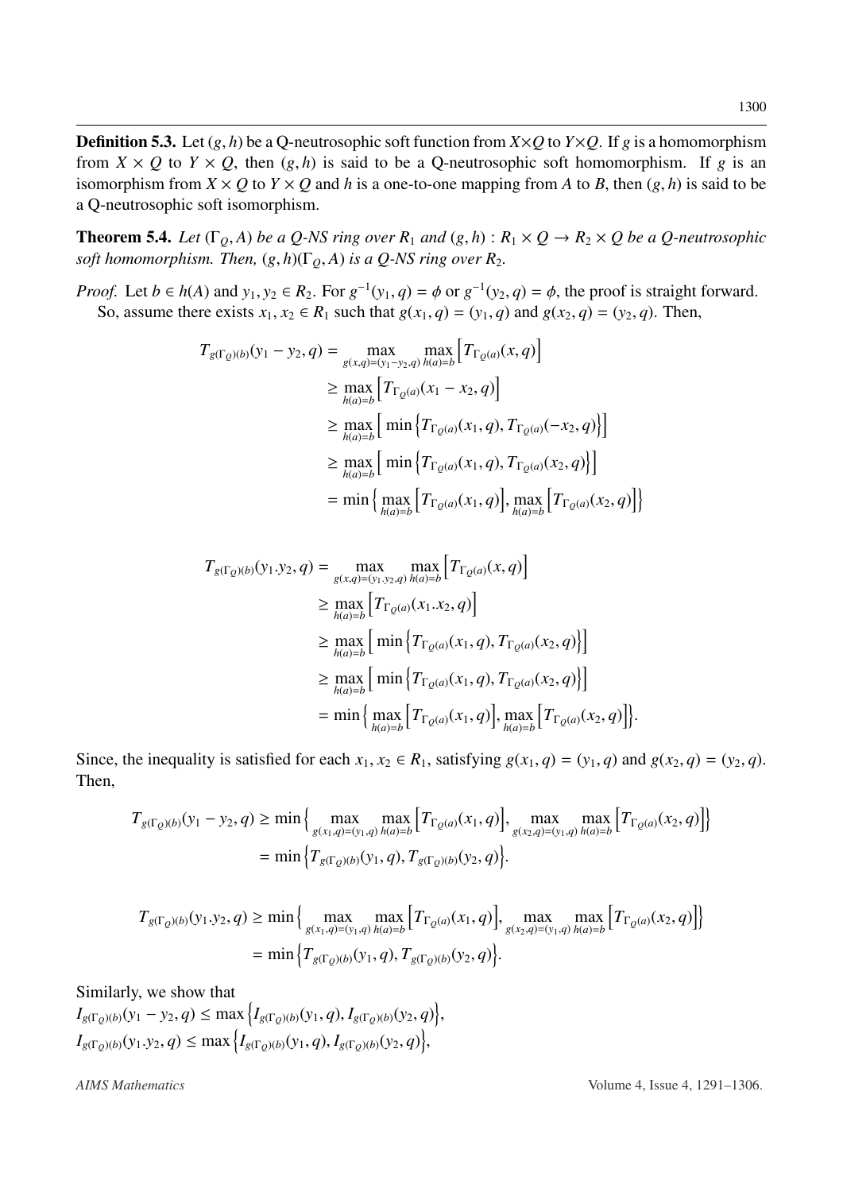**Definition 5.3.** Let $(g, h)$ be a Q-neutrosophic soft function from $X \times Q$ to $Y \times Q$. If $g$ is a homomorphism from $X \times Q$ to $Y \times Q$, then $(g, h)$ is said to be a Q-neutrosophic soft homomorphism. If $g$ is an isomorphism from $X \times Q$ to $Y \times Q$ and $h$ is a one-to-one mapping from $A$ to $B$, then $(g, h)$ is said to be a Q-neutrosophic soft isomorphism.

**Theorem 5.4.** *Let $(\Gamma_Q, A)$ be a Q-NS ring over $R_1$ and $(g, h) : R_1 \times Q \to R_2 \times Q$ be a Q-neutrosophic soft homomorphism. Then, $(g, h)(\Gamma_Q, A)$ is a Q-NS ring over $R_2$.*

*Proof.* Let $b \in h(A)$ and $y_1, y_2 \in R_2$. For $g^{-1}(y_1, q) = \phi$ or $g^{-1}(y_2, q) = \phi$, the proof is straight forward.

So, assume there exists $x_1, x_2 \in R_1$ such that $g(x_1, q) = (y_1, q)$ and $g(x_2, q) = (y_2, q)$. Then,

$$
\begin{aligned}
T_{g(\Gamma_Q)(b)}(y_1 - y_2, q) &= \max_{g(x,q)=(y_1-y_2,q)} \max_{h(a)=b} \Big[ T_{\Gamma_Q(a)}(x, q) \Big] \\
&\geq \max_{h(a)=b} \Big[ T_{\Gamma_Q(a)}(x_1 - x_2, q) \Big] \\
&\geq \max_{h(a)=b} \Big[ \min \Big\{ T_{\Gamma_Q(a)}(x_1, q), T_{\Gamma_Q(a)}(-x_2, q) \Big\} \Big] \\
&\geq \max_{h(a)=b} \Big[ \min \Big\{ T_{\Gamma_Q(a)}(x_1, q), T_{\Gamma_Q(a)}(x_2, q) \Big\} \Big] \\
&= \min \Big\{ \max_{h(a)=b} \Big[ T_{\Gamma_Q(a)}(x_1, q) \Big], \max_{h(a)=b} \Big[ T_{\Gamma_Q(a)}(x_2, q) \Big] \Big\}
\end{aligned}
$$

$$
\begin{aligned}
T_{g(\Gamma_Q)(b)}(y_1.y_2, q) &= \max_{g(x,q)=(y_1.y_2,q)} \max_{h(a)=b} \Big[ T_{\Gamma_Q(a)}(x, q) \Big] \\
&\geq \max_{h(a)=b} \Big[ T_{\Gamma_Q(a)}(x_1.x_2, q) \Big] \\
&\geq \max_{h(a)=b} \Big[ \min \Big\{ T_{\Gamma_Q(a)}(x_1, q), T_{\Gamma_Q(a)}(x_2, q) \Big\} \Big] \\
&\geq \max_{h(a)=b} \Big[ \min \Big\{ T_{\Gamma_Q(a)}(x_1, q), T_{\Gamma_Q(a)}(x_2, q) \Big\} \Big] \\
&= \min \Big\{ \max_{h(a)=b} \Big[ T_{\Gamma_Q(a)}(x_1, q) \Big], \max_{h(a)=b} \Big[ T_{\Gamma_Q(a)}(x_2, q) \Big] \Big\}.
\end{aligned}
$$

Since, the inequality is satisfied for each $x_1, x_2 \in R_1$, satisfying $g(x_1, q) = (y_1, q)$ and $g(x_2, q) = (y_2, q)$. Then,

$$
\begin{aligned}
T_{g(\Gamma_Q)(b)}(y_1 - y_2, q) &\geq \min \Big\{ \max_{g(x_1,q)=(y_1,q)} \max_{h(a)=b} \Big[ T_{\Gamma_Q(a)}(x_1, q) \Big], \max_{g(x_2,q)=(y_1,q)} \max_{h(a)=b} \Big[ T_{\Gamma_Q(a)}(x_2, q) \Big] \Big\} \\
&= \min \Big\{ T_{g(\Gamma_Q)(b)}(y_1, q), T_{g(\Gamma_Q)(b)}(y_2, q) \Big\}.
\end{aligned}
$$

$$
\begin{aligned}
T_{g(\Gamma_Q)(b)}(y_1.y_2, q) &\geq \min \Big\{ \max_{g(x_1,q)=(y_1,q)} \max_{h(a)=b} \Big[ T_{\Gamma_Q(a)}(x_1, q) \Big], \max_{g(x_2,q)=(y_1,q)} \max_{h(a)=b} \Big[ T_{\Gamma_Q(a)}(x_2, q) \Big] \Big\} \\
&= \min \Big\{ T_{g(\Gamma_Q)(b)}(y_1, q), T_{g(\Gamma_Q)(b)}(y_2, q) \Big\}.
\end{aligned}
$$

Similarly, we show that

$I_{g(\Gamma_Q)(b)}(y_1 - y_2, q) \leq \max \Big\{ I_{g(\Gamma_Q)(b)}(y_1, q), I_{g(\Gamma_Q)(b)}(y_2, q) \Big\}$,

$I_{g(\Gamma_Q)(b)}(y_1.y_2, q) \leq \max \Big\{ I_{g(\Gamma_Q)(b)}(y_1, q), I_{g(\Gamma_Q)(b)}(y_2, q) \Big\}$,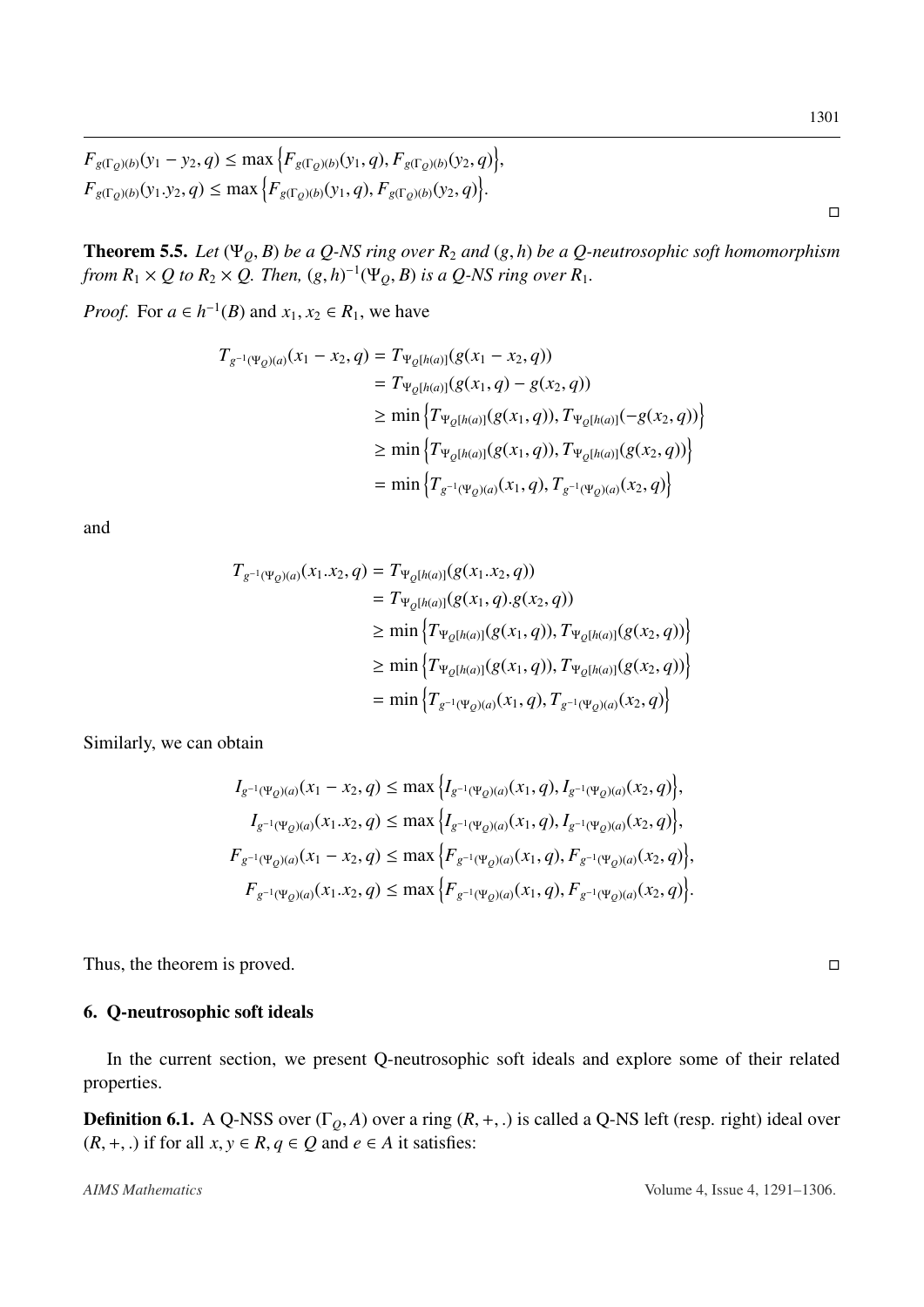$$F_{g(\Gamma_Q)(b)}(y_1 - y_2, q) \leq \max\Big\{F_{g(\Gamma_Q)(b)}(y_1, q), F_{g(\Gamma_Q)(b)}(y_2, q)\Big\},$$
$$F_{g(\Gamma_Q)(b)}(y_1.y_2, q) \leq \max\Big\{F_{g(\Gamma_Q)(b)}(y_1, q), F_{g(\Gamma_Q)(b)}(y_2, q)\Big\}.$$

□

**Theorem 5.5.** *Let $(\Psi_Q, B)$ be a Q-NS ring over $R_2$ and $(g, h)$ be a Q-neutrosophic soft homomorphism from $R_1 \times Q$ to $R_2 \times Q$. Then, $(g, h)^{-1}(\Psi_Q, B)$ is a Q-NS ring over $R_1$.*

*Proof.* For $a \in h^{-1}(B)$ and $x_1, x_2 \in R_1$, we have

$$\begin{aligned}
T_{g^{-1}(\Psi_Q)(a)}(x_1 - x_2, q) &= T_{\Psi_Q[h(a)]}(g(x_1 - x_2, q)) \\
&= T_{\Psi_Q[h(a)]}(g(x_1, q) - g(x_2, q)) \\
&\geq \min\Big\{T_{\Psi_Q[h(a)]}(g(x_1, q)), T_{\Psi_Q[h(a)]}(-g(x_2, q))\Big\} \\
&\geq \min\Big\{T_{\Psi_Q[h(a)]}(g(x_1, q)), T_{\Psi_Q[h(a)]}(g(x_2, q))\Big\} \\
&= \min\Big\{T_{g^{-1}(\Psi_Q)(a)}(x_1, q), T_{g^{-1}(\Psi_Q)(a)}(x_2, q)\Big\}
\end{aligned}$$

and

$$\begin{aligned}
T_{g^{-1}(\Psi_Q)(a)}(x_1.x_2, q) &= T_{\Psi_Q[h(a)]}(g(x_1.x_2, q)) \\
&= T_{\Psi_Q[h(a)]}(g(x_1, q).g(x_2, q)) \\
&\geq \min\Big\{T_{\Psi_Q[h(a)]}(g(x_1, q)), T_{\Psi_Q[h(a)]}(g(x_2, q))\Big\} \\
&\geq \min\Big\{T_{\Psi_Q[h(a)]}(g(x_1, q)), T_{\Psi_Q[h(a)]}(g(x_2, q))\Big\} \\
&= \min\Big\{T_{g^{-1}(\Psi_Q)(a)}(x_1, q), T_{g^{-1}(\Psi_Q)(a)}(x_2, q)\Big\}
\end{aligned}$$

Similarly, we can obtain

$$I_{g^{-1}(\Psi_Q)(a)}(x_1 - x_2, q) \leq \max\Big\{I_{g^{-1}(\Psi_Q)(a)}(x_1, q), I_{g^{-1}(\Psi_Q)(a)}(x_2, q)\Big\},$$
$$I_{g^{-1}(\Psi_Q)(a)}(x_1.x_2, q) \leq \max\Big\{I_{g^{-1}(\Psi_Q)(a)}(x_1, q), I_{g^{-1}(\Psi_Q)(a)}(x_2, q)\Big\},$$
$$F_{g^{-1}(\Psi_Q)(a)}(x_1 - x_2, q) \leq \max\Big\{F_{g^{-1}(\Psi_Q)(a)}(x_1, q), F_{g^{-1}(\Psi_Q)(a)}(x_2, q)\Big\},$$
$$F_{g^{-1}(\Psi_Q)(a)}(x_1.x_2, q) \leq \max\Big\{F_{g^{-1}(\Psi_Q)(a)}(x_1, q), F_{g^{-1}(\Psi_Q)(a)}(x_2, q)\Big\}.$$

Thus, the theorem is proved. □

## 6. Q-neutrosophic soft ideals

In the current section, we present Q-neutrosophic soft ideals and explore some of their related properties.

**Definition 6.1.** A Q-NSS over $(\Gamma_Q, A)$ over a ring $(R, +, .)$ is called a Q-NS left (resp. right) ideal over $(R, +, .)$ if for all $x, y \in R, q \in Q$ and $e \in A$ it satisfies: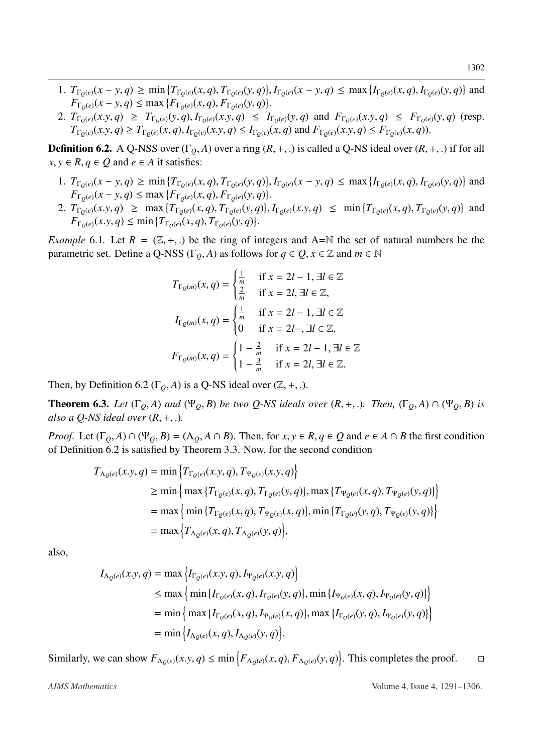1. $T_{\Gamma_{Q(e)}}(x-y,q) \geq \min\{T_{\Gamma_{Q(e)}}(x,q), T_{\Gamma_{Q(e)}}(y,q)\}, I_{\Gamma_{Q(e)}}(x-y,q) \leq \max\{I_{\Gamma_{Q(e)}}(x,q), I_{\Gamma_{Q(e)}}(y,q)\}$ and $F_{\Gamma_{Q(e)}}(x-y,q) \leq \max\{F_{\Gamma_{Q(e)}}(x,q), F_{\Gamma_{Q(e)}}(y,q)\}$.
2. $T_{\Gamma_{Q(e)}}(x.y,q) \geq T_{\Gamma_{Q(e)}}(y,q), I_{\Gamma_{Q(e)}}(x.y,q) \leq I_{\Gamma_{Q(e)}}(y,q)$ and $F_{\Gamma_{Q(e)}}(x.y,q) \leq F_{\Gamma_{Q(e)}}(y,q)$ (resp. $T_{\Gamma_{Q(e)}}(x.y,q) \geq T_{\Gamma_{Q(e)}}(x,q), I_{\Gamma_{Q(e)}}(x.y,q) \leq I_{\Gamma_{Q(e)}}(x,q)$ and $F_{\Gamma_{Q(e)}}(x.y,q) \leq F_{\Gamma_{Q(e)}}(x,q)$).

**Definition 6.2.** A Q-NSS over $(\Gamma_Q, A)$ over a ring $(R,+,.)$ is called a Q-NS ideal over $(R,+,.)$ if for all $x, y \in R, q \in Q$ and $e \in A$ it satisfies:

1. $T_{\Gamma_{Q(e)}}(x-y,q) \geq \min\{T_{\Gamma_{Q(e)}}(x,q), T_{\Gamma_{Q(e)}}(y,q)\}, I_{\Gamma_{Q(e)}}(x-y,q) \leq \max\{I_{\Gamma_{Q(e)}}(x,q), I_{\Gamma_{Q(e)}}(y,q)\}$ and $F_{\Gamma_{Q(e)}}(x-y,q) \leq \max\{F_{\Gamma_{Q(e)}}(x,q), F_{\Gamma_{Q(e)}}(y,q)\}$.
2. $T_{\Gamma_{Q(e)}}(x.y,q) \geq \max\{T_{\Gamma_{Q(e)}}(x,q), T_{\Gamma_{Q(e)}}(y,q)\}, I_{\Gamma_{Q(e)}}(x.y,q) \leq \min\{T_{\Gamma_{Q(e)}}(x,q), T_{\Gamma_{Q(e)}}(y,q)\}$ and $F_{\Gamma_{Q(e)}}(x.y,q) \leq \min\{T_{\Gamma_{Q(e)}}(x,q), T_{\Gamma_{Q(e)}}(y,q)\}$.

*Example* 6.1. Let $R = (\mathbb{Z},+,.)$ be the ring of integers and A=$\mathbb{N}$ the set of natural numbers be the parametric set. Define a Q-NSS $(\Gamma_Q, A)$ as follows for $q \in Q, x \in \mathbb{Z}$ and $m \in \mathbb{N}$

$$T_{\Gamma_{Q(m)}}(x,q) = \begin{cases} \frac{1}{m} & \text{if } x = 2l-1, \exists l \in \mathbb{Z} \\ \frac{2}{m} & \text{if } x = 2l, \exists l \in \mathbb{Z}, \end{cases}$$

$$I_{\Gamma_{Q(m)}}(x,q) = \begin{cases} \frac{1}{m} & \text{if } x = 2l-1, \exists l \in \mathbb{Z} \\ 0 & \text{if } x = 2l-, \exists l \in \mathbb{Z}, \end{cases}$$

$$F_{\Gamma_{Q(m)}}(x,q) = \begin{cases} 1-\frac{2}{m} & \text{if } x = 2l-1, \exists l \in \mathbb{Z} \\ 1-\frac{3}{m} & \text{if } x = 2l, \exists l \in \mathbb{Z}. \end{cases}$$

Then, by Definition 6.2 $(\Gamma_Q, A)$ is a Q-NS ideal over $(\mathbb{Z},+,.)$.

**Theorem 6.3.** *Let $(\Gamma_Q, A)$ and $(\Psi_Q, B)$ be two Q-NS ideals over $(R,+,.)$. Then, $(\Gamma_Q, A) \cap (\Psi_Q, B)$ is also a Q-NS ideal over $(R,+,.)$.*

*Proof.* Let $(\Gamma_Q, A) \cap (\Psi_Q, B) = (\Lambda_Q, A \cap B)$. Then, for $x, y \in R, q \in Q$ and $e \in A \cap B$ the first condition of Definition 6.2 is satisfied by Theorem 3.3. Now, for the second condition

$$\begin{aligned} T_{\Lambda_{Q(e)}}(x.y,q) &= \min\Big\{T_{\Gamma_{Q(e)}}(x.y,q), T_{\Psi_{Q(e)}}(x.y,q)\Big\} \\ &\geq \min\Big\{\max\{T_{\Gamma_{Q(e)}}(x,q), T_{\Gamma_{Q(e)}}(y,q)\}, \max\{T_{\Psi_{Q(e)}}(x,q), T_{\Psi_{Q(e)}}(y,q)\}\Big\} \\ &= \max\Big\{\min\{T_{\Gamma_{Q(e)}}(x,q), T_{\Psi_{Q(e)}}(x,q)\}, \min\{T_{\Gamma_{Q(e)}}(y,q), T_{\Psi_{Q(e)}}(y,q)\}\Big\} \\ &= \max\Big\{T_{\Lambda_{Q(e)}}(x,q), T_{\Lambda_{Q(e)}}(y,q)\Big\}, \end{aligned}$$

also,

$$\begin{aligned} I_{\Lambda_{Q(e)}}(x.y,q) &= \max\Big\{I_{\Gamma_{Q(e)}}(x.y,q), I_{\Psi_{Q(e)}}(x.y,q)\Big\} \\ &\leq \max\Big\{\min\{I_{\Gamma_{Q(e)}}(x,q), I_{\Gamma_{Q(e)}}(y,q)\}, \min\{I_{\Psi_{Q(e)}}(x,q), I_{\Psi_{Q(e)}}(y,q)\}\Big\} \\ &= \min\Big\{\max\{I_{\Gamma_{Q(e)}}(x,q), I_{\Psi_{Q(e)}}(x,q)\}, \max\{I_{\Gamma_{Q(e)}}(y,q), I_{\Psi_{Q(e)}}(y,q)\}\Big\} \\ &= \min\Big\{I_{\Lambda_{Q(e)}}(x,q), I_{\Lambda_{Q(e)}}(y,q)\Big\}. \end{aligned}$$

Similarly, we can show $F_{\Lambda_{Q(e)}}(x.y,q) \leq \min\Big\{F_{\Lambda_{Q(e)}}(x,q), F_{\Lambda_{Q(e)}}(y,q)\Big\}$. This completes the proof. □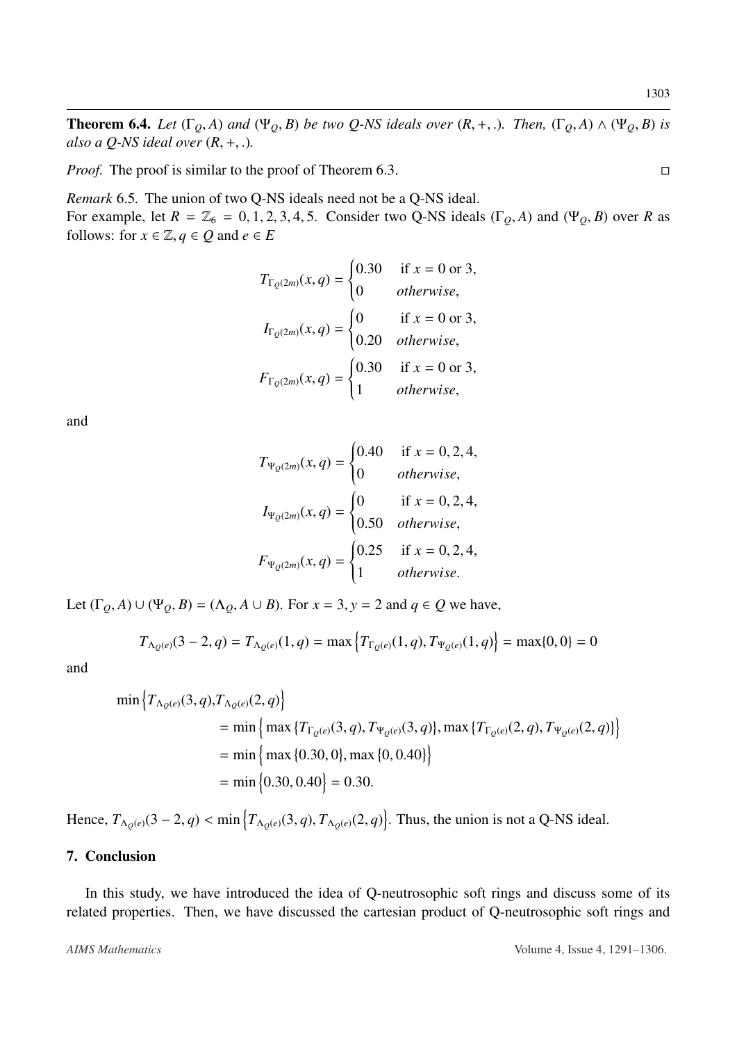**Theorem 6.4.** *Let* $(\Gamma_Q, A)$ *and* $(\Psi_Q, B)$ *be two Q-NS ideals over* $(R, +, .)$*. Then,* $(\Gamma_Q, A) \wedge (\Psi_Q, B)$ *is also a Q-NS ideal over* $(R, +, .)$*.*

*Proof.* The proof is similar to the proof of Theorem 6.3. □

*Remark* 6.5. The union of two Q-NS ideals need not be a Q-NS ideal.
For example, let $R = \mathbb{Z}_6 = 0, 1, 2, 3, 4, 5$. Consider two Q-NS ideals $(\Gamma_Q, A)$ and $(\Psi_Q, B)$ over $R$ as follows: for $x \in \mathbb{Z}, q \in Q$ and $e \in E$

$$T_{\Gamma_{Q(2m)}}(x, q) = \begin{cases} 0.30 & \text{if } x = 0 \text{ or } 3, \\ 0 & \textit{otherwise}, \end{cases}$$

$$I_{\Gamma_{Q(2m)}}(x, q) = \begin{cases} 0 & \text{if } x = 0 \text{ or } 3, \\ 0.20 & \textit{otherwise}, \end{cases}$$

$$F_{\Gamma_{Q(2m)}}(x, q) = \begin{cases} 0.30 & \text{if } x = 0 \text{ or } 3, \\ 1 & \textit{otherwise}, \end{cases}$$

and

$$T_{\Psi_{Q(2m)}}(x, q) = \begin{cases} 0.40 & \text{if } x = 0, 2, 4, \\ 0 & \textit{otherwise}, \end{cases}$$

$$I_{\Psi_{Q(2m)}}(x, q) = \begin{cases} 0 & \text{if } x = 0, 2, 4, \\ 0.50 & \textit{otherwise}, \end{cases}$$

$$F_{\Psi_{Q(2m)}}(x, q) = \begin{cases} 0.25 & \text{if } x = 0, 2, 4, \\ 1 & \textit{otherwise}. \end{cases}$$

Let $(\Gamma_Q, A) \cup (\Psi_Q, B) = (\Lambda_Q, A \cup B)$. For $x = 3, y = 2$ and $q \in Q$ we have,

$$T_{\Lambda_{Q(e)}}(3 - 2, q) = T_{\Lambda_{Q(e)}}(1, q) = \max\left\{T_{\Gamma_{Q(e)}}(1, q), T_{\Psi_{Q(e)}}(1, q)\right\} = \max\{0, 0\} = 0$$

and

$$\begin{aligned}
\min\left\{T_{\Lambda_{Q(e)}}(3, q), T_{\Lambda_{Q(e)}}(2, q)\right\} &= \min\left\{\max\{T_{\Gamma_{Q(e)}}(3, q), T_{\Psi_{Q(e)}}(3, q)\}, \max\{T_{\Gamma_{Q(e)}}(2, q), T_{\Psi_{Q(e)}}(2, q)\}\right\} \\
&= \min\left\{\max\{0.30, 0\}, \max\{0, 0.40\}\right\} \\
&= \min\left\{0.30, 0.40\right\} = 0.30.
\end{aligned}$$

Hence, $T_{\Lambda_{Q(e)}}(3 - 2, q) < \min\left\{T_{\Lambda_{Q(e)}}(3, q), T_{\Lambda_{Q(e)}}(2, q)\right\}$. Thus, the union is not a Q-NS ideal.

## 7. Conclusion

In this study, we have introduced the idea of Q-neutrosophic soft rings and discuss some of its related properties. Then, we have discussed the cartesian product of Q-neutrosophic soft rings and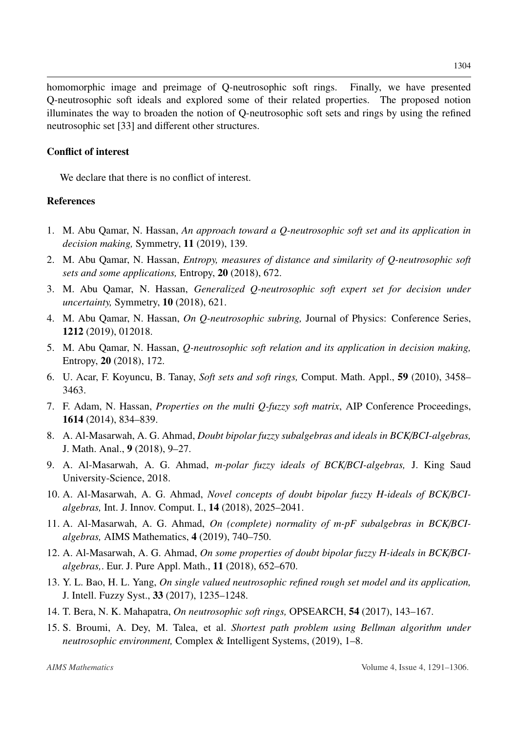homomorphic image and preimage of Q-neutrosophic soft rings. Finally, we have presented Q-neutrosophic soft ideals and explored some of their related properties. The proposed notion illuminates the way to broaden the notion of Q-neutrosophic soft sets and rings by using the refined neutrosophic set [33] and different other structures.

## Conflict of interest

We declare that there is no conflict of interest.

## References

1. M. Abu Qamar, N. Hassan, *An approach toward a Q-neutrosophic soft set and its application in decision making,* Symmetry, **11** (2019), 139.
2. M. Abu Qamar, N. Hassan, *Entropy, measures of distance and similarity of Q-neutrosophic soft sets and some applications,* Entropy, **20** (2018), 672.
3. M. Abu Qamar, N. Hassan, *Generalized Q-neutrosophic soft expert set for decision under uncertainty,* Symmetry, **10** (2018), 621.
4. M. Abu Qamar, N. Hassan, *On Q-neutrosophic subring,* Journal of Physics: Conference Series, **1212** (2019), 012018.
5. M. Abu Qamar, N. Hassan, *Q-neutrosophic soft relation and its application in decision making,* Entropy, **20** (2018), 172.
6. U. Acar, F. Koyuncu, B. Tanay, *Soft sets and soft rings,* Comput. Math. Appl., **59** (2010), 3458–3463.
7. F. Adam, N. Hassan, *Properties on the multi Q-fuzzy soft matrix*, AIP Conference Proceedings, **1614** (2014), 834–839.
8. A. Al-Masarwah, A. G. Ahmad, *Doubt bipolar fuzzy subalgebras and ideals in BCK/BCI-algebras,* J. Math. Anal., **9** (2018), 9–27.
9. A. Al-Masarwah, A. G. Ahmad, *m-polar fuzzy ideals of BCK/BCI-algebras,* J. King Saud University-Science, 2018.
10. A. Al-Masarwah, A. G. Ahmad, *Novel concepts of doubt bipolar fuzzy H-ideals of BCK/BCI-algebras,* Int. J. Innov. Comput. I., **14** (2018), 2025–2041.
11. A. Al-Masarwah, A. G. Ahmad, *On (complete) normality of m-pF subalgebras in BCK/BCI-algebras,* AIMS Mathematics, **4** (2019), 740–750.
12. A. Al-Masarwah, A. G. Ahmad, *On some properties of doubt bipolar fuzzy H-ideals in BCK/BCI-algebras,*. Eur. J. Pure Appl. Math., **11** (2018), 652–670.
13. Y. L. Bao, H. L. Yang, *On single valued neutrosophic refined rough set model and its application,* J. Intell. Fuzzy Syst., **33** (2017), 1235–1248.
14. T. Bera, N. K. Mahapatra, *On neutrosophic soft rings,* OPSEARCH, **54** (2017), 143–167.
15. S. Broumi, A. Dey, M. Talea, et al. *Shortest path problem using Bellman algorithm under neutrosophic environment,* Complex & Intelligent Systems, (2019), 1–8.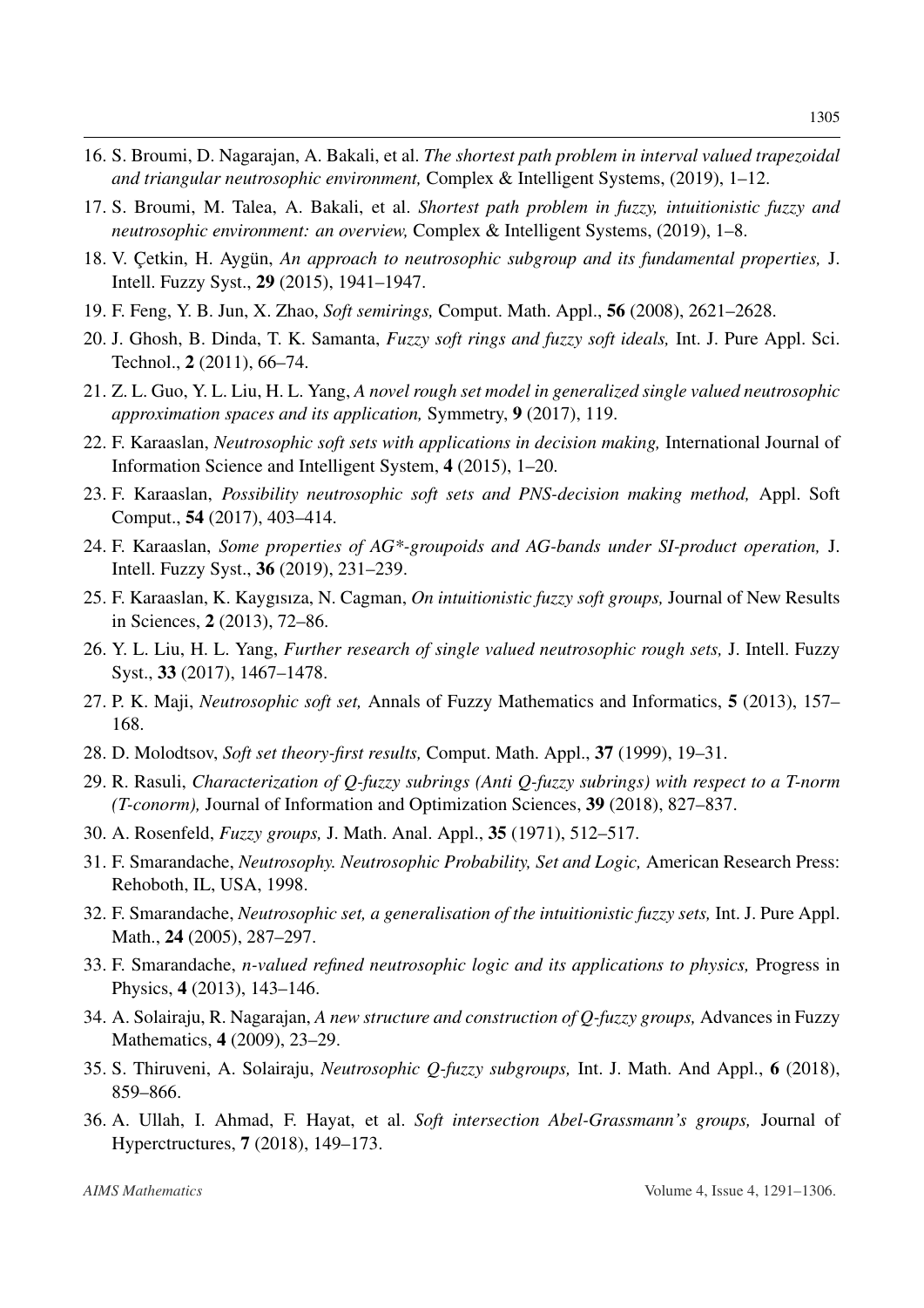16. S. Broumi, D. Nagarajan, A. Bakali, et al. *The shortest path problem in interval valued trapezoidal and triangular neutrosophic environment,* Complex & Intelligent Systems, (2019), 1–12.
17. S. Broumi, M. Talea, A. Bakali, et al. *Shortest path problem in fuzzy, intuitionistic fuzzy and neutrosophic environment: an overview,* Complex & Intelligent Systems, (2019), 1–8.
18. V. Çetkin, H. Aygün, *An approach to neutrosophic subgroup and its fundamental properties,* J. Intell. Fuzzy Syst., **29** (2015), 1941–1947.
19. F. Feng, Y. B. Jun, X. Zhao, *Soft semirings,* Comput. Math. Appl., **56** (2008), 2621–2628.
20. J. Ghosh, B. Dinda, T. K. Samanta, *Fuzzy soft rings and fuzzy soft ideals,* Int. J. Pure Appl. Sci. Technol., **2** (2011), 66–74.
21. Z. L. Guo, Y. L. Liu, H. L. Yang, *A novel rough set model in generalized single valued neutrosophic approximation spaces and its application,* Symmetry, **9** (2017), 119.
22. F. Karaaslan, *Neutrosophic soft sets with applications in decision making,* International Journal of Information Science and Intelligent System, **4** (2015), 1–20.
23. F. Karaaslan, *Possibility neutrosophic soft sets and PNS-decision making method,* Appl. Soft Comput., **54** (2017), 403–414.
24. F. Karaaslan, *Some properties of AG*-groupoids and AG-bands under SI-product operation,* J. Intell. Fuzzy Syst., **36** (2019), 231–239.
25. F. Karaaslan, K. Kaygısıza, N. Cagman, *On intuitionistic fuzzy soft groups,* Journal of New Results in Sciences, **2** (2013), 72–86.
26. Y. L. Liu, H. L. Yang, *Further research of single valued neutrosophic rough sets,* J. Intell. Fuzzy Syst., **33** (2017), 1467–1478.
27. P. K. Maji, *Neutrosophic soft set,* Annals of Fuzzy Mathematics and Informatics, **5** (2013), 157–168.
28. D. Molodtsov, *Soft set theory-first results,* Comput. Math. Appl., **37** (1999), 19–31.
29. R. Rasuli, *Characterization of Q-fuzzy subrings (Anti Q-fuzzy subrings) with respect to a T-norm (T-conorm),* Journal of Information and Optimization Sciences, **39** (2018), 827–837.
30. A. Rosenfeld, *Fuzzy groups,* J. Math. Anal. Appl., **35** (1971), 512–517.
31. F. Smarandache, *Neutrosophy. Neutrosophic Probability, Set and Logic,* American Research Press: Rehoboth, IL, USA, 1998.
32. F. Smarandache, *Neutrosophic set, a generalisation of the intuitionistic fuzzy sets,* Int. J. Pure Appl. Math., **24** (2005), 287–297.
33. F. Smarandache, *n-valued refined neutrosophic logic and its applications to physics,* Progress in Physics, **4** (2013), 143–146.
34. A. Solairaju, R. Nagarajan, *A new structure and construction of Q-fuzzy groups,* Advances in Fuzzy Mathematics, **4** (2009), 23–29.
35. S. Thiruveni, A. Solairaju, *Neutrosophic Q-fuzzy subgroups,* Int. J. Math. And Appl., **6** (2018), 859–866.
36. A. Ullah, I. Ahmad, F. Hayat, et al. *Soft intersection Abel-Grassmann's groups,* Journal of Hyperctructures, **7** (2018), 149–173.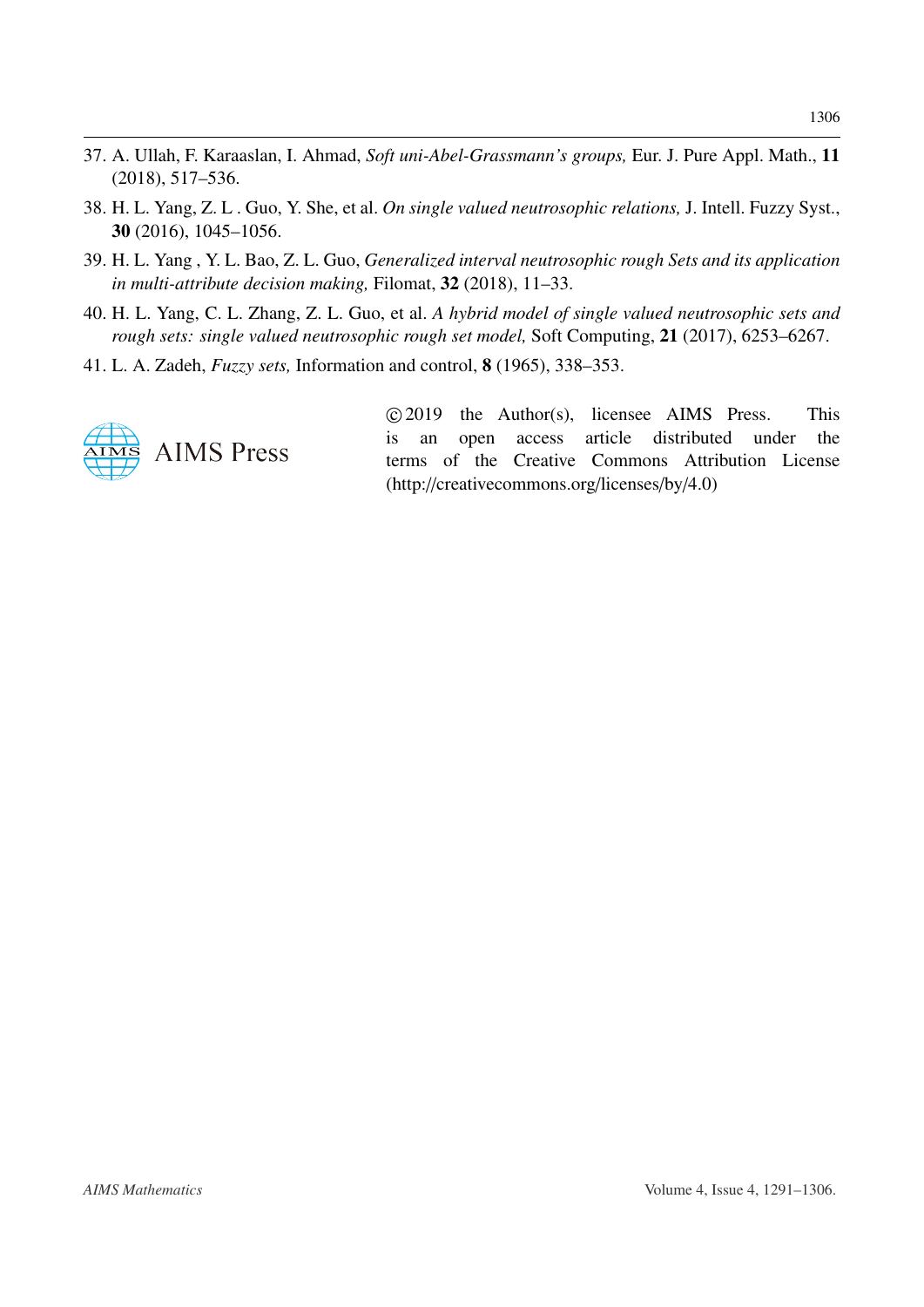37. A. Ullah, F. Karaaslan, I. Ahmad, *Soft uni-Abel-Grassmann's groups,* Eur. J. Pure Appl. Math., **11** (2018), 517–536.

38. H. L. Yang, Z. L . Guo, Y. She, et al. *On single valued neutrosophic relations,* J. Intell. Fuzzy Syst., **30** (2016), 1045–1056.

39. H. L. Yang , Y. L. Bao, Z. L. Guo, *Generalized interval neutrosophic rough Sets and its application in multi-attribute decision making,* Filomat, **32** (2018), 11–33.

40. H. L. Yang, C. L. Zhang, Z. L. Guo, et al. *A hybrid model of single valued neutrosophic sets and rough sets: single valued neutrosophic rough set model,* Soft Computing, **21** (2017), 6253–6267.

41. L. A. Zadeh, *Fuzzy sets,* Information and control, **8** (1965), 338–353.

AIMS Press

© 2019 the Author(s), licensee AIMS Press. This is an open access article distributed under the terms of the Creative Commons Attribution License (http://creativecommons.org/licenses/by/4.0)